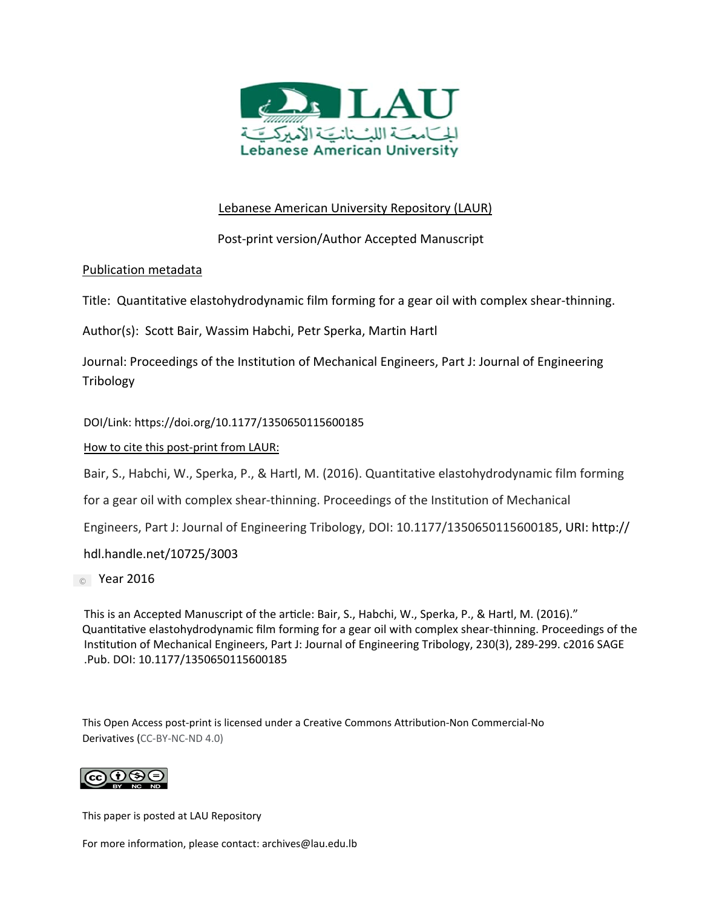LAU

الجامعة اللبنانية الأميركية

Lebanese American University

Lebanese American University Repository (LAUR)

Post-print version/Author Accepted Manuscript

Publication metadata

Title: Quantitative elastohydrodynamic film forming for a gear oil with complex shear-thinning.

Author(s): Scott Bair, Wassim Habchi, Petr Sperka, Martin Hartl

Journal: Proceedings of the Institution of Mechanical Engineers, Part J: Journal of Engineering Tribology

DOI/Link: https://doi.org/10.1177/1350650115600185

How to cite this post-print from LAUR:

Bair, S., Habchi, W., Sperka, P., & Hartl, M. (2016). Quantitative elastohydrodynamic film forming for a gear oil with complex shear-thinning. Proceedings of the Institution of Mechanical Engineers, Part J: Journal of Engineering Tribology, DOI: 10.1177/1350650115600185, URI: http://hdl.handle.net/10725/3003

© Year 2016

This is an Accepted Manuscript of the article: Bair, S., Habchi, W., Sperka, P., & Hartl, M. (2016)." Quantitative elastohydrodynamic film forming for a gear oil with complex shear-thinning. Proceedings of the Institution of Mechanical Engineers, Part J: Journal of Engineering Tribology, 230(3), 289-299. c2016 SAGE .Pub. DOI: 10.1177/1350650115600185

This Open Access post-print is licensed under a Creative Commons Attribution-Non Commercial-No Derivatives (CC-BY-NC-ND 4.0)

This paper is posted at LAU Repository

For more information, please contact: archives@lau.edu.lb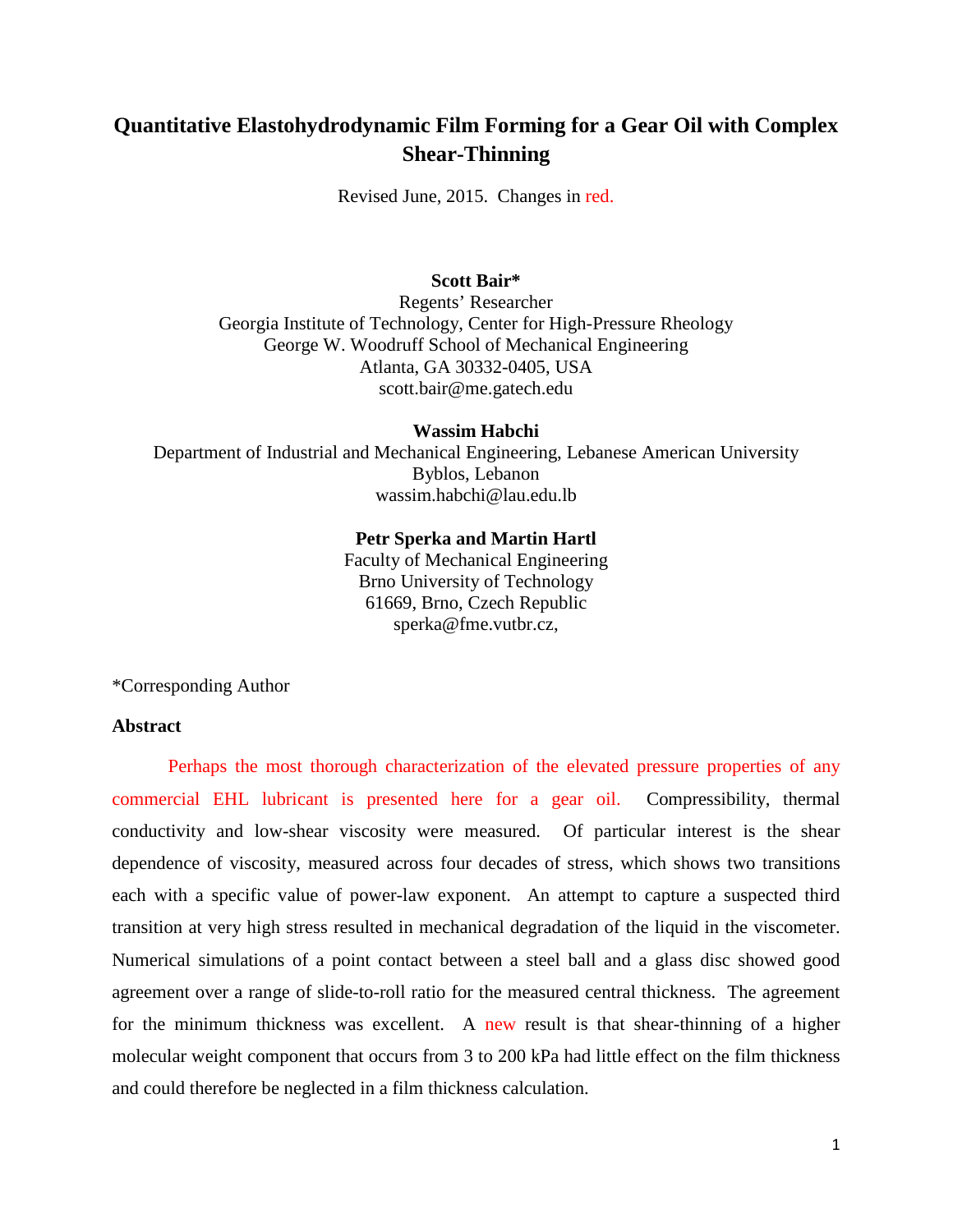# Quantitative Elastohydrodynamic Film Forming for a Gear Oil with Complex Shear-Thinning

Revised June, 2015. Changes in red.

**Scott Bair***
Regents' Researcher
Georgia Institute of Technology, Center for High-Pressure Rheology
George W. Woodruff School of Mechanical Engineering
Atlanta, GA 30332-0405, USA
scott.bair@me.gatech.edu

**Wassim Habchi**
Department of Industrial and Mechanical Engineering, Lebanese American University
Byblos, Lebanon
wassim.habchi@lau.edu.lb

**Petr Sperka and Martin Hartl**
Faculty of Mechanical Engineering
Brno University of Technology
61669, Brno, Czech Republic
sperka@fme.vutbr.cz,

*Corresponding Author

**Abstract**

Perhaps the most thorough characterization of the elevated pressure properties of any commercial EHL lubricant is presented here for a gear oil. Compressibility, thermal conductivity and low-shear viscosity were measured. Of particular interest is the shear dependence of viscosity, measured across four decades of stress, which shows two transitions each with a specific value of power-law exponent. An attempt to capture a suspected third transition at very high stress resulted in mechanical degradation of the liquid in the viscometer. Numerical simulations of a point contact between a steel ball and a glass disc showed good agreement over a range of slide-to-roll ratio for the measured central thickness. The agreement for the minimum thickness was excellent. A new result is that shear-thinning of a higher molecular weight component that occurs from 3 to 200 kPa had little effect on the film thickness and could therefore be neglected in a film thickness calculation.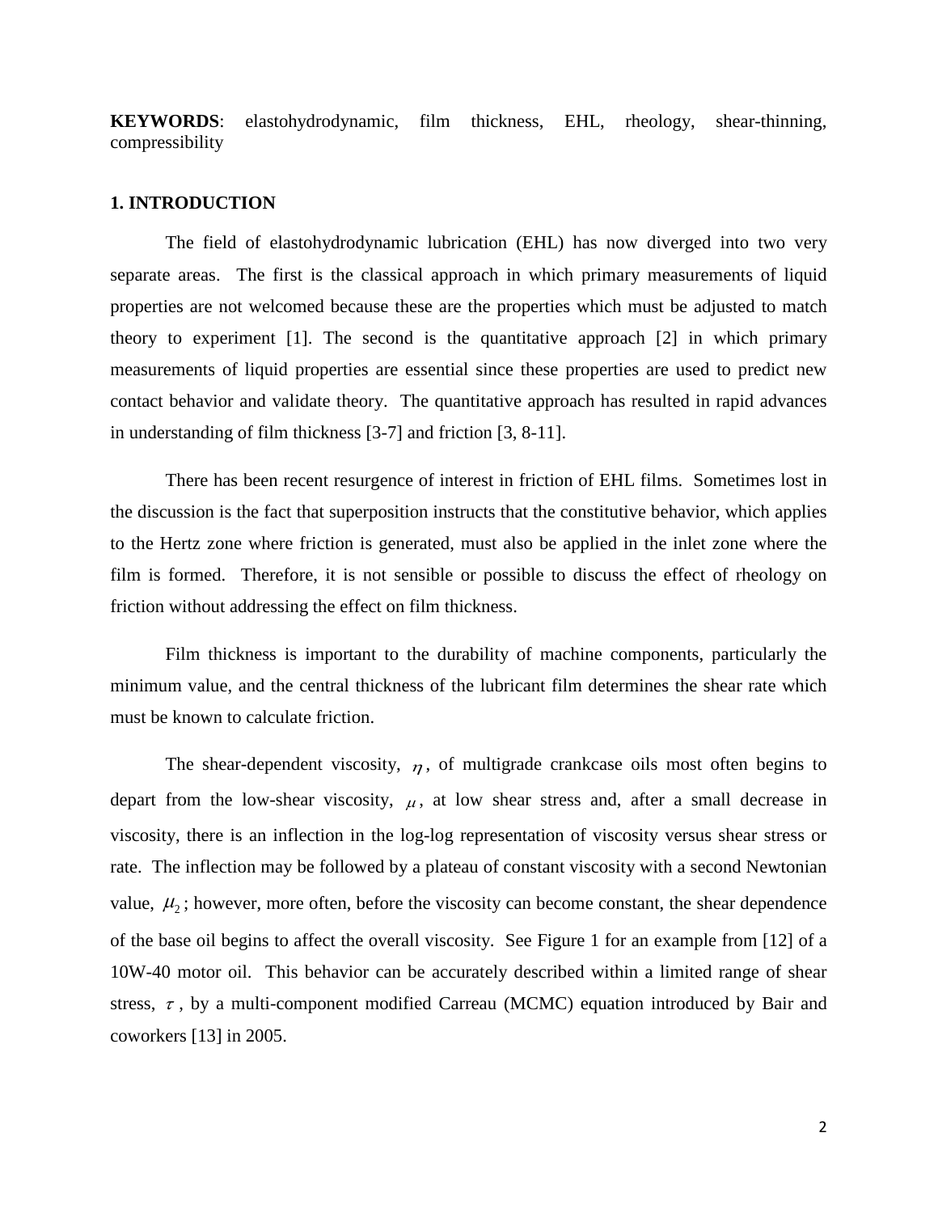**KEYWORDS**: elastohydrodynamic, film thickness, EHL, rheology, shear-thinning, compressibility

## 1. INTRODUCTION

The field of elastohydrodynamic lubrication (EHL) has now diverged into two very separate areas. The first is the classical approach in which primary measurements of liquid properties are not welcomed because these are the properties which must be adjusted to match theory to experiment [1]. The second is the quantitative approach [2] in which primary measurements of liquid properties are essential since these properties are used to predict new contact behavior and validate theory. The quantitative approach has resulted in rapid advances in understanding of film thickness [3-7] and friction [3, 8-11].

There has been recent resurgence of interest in friction of EHL films. Sometimes lost in the discussion is the fact that superposition instructs that the constitutive behavior, which applies to the Hertz zone where friction is generated, must also be applied in the inlet zone where the film is formed. Therefore, it is not sensible or possible to discuss the effect of rheology on friction without addressing the effect on film thickness.

Film thickness is important to the durability of machine components, particularly the minimum value, and the central thickness of the lubricant film determines the shear rate which must be known to calculate friction.

The shear-dependent viscosity, $\eta$, of multigrade crankcase oils most often begins to depart from the low-shear viscosity, $\mu$, at low shear stress and, after a small decrease in viscosity, there is an inflection in the log-log representation of viscosity versus shear stress or rate. The inflection may be followed by a plateau of constant viscosity with a second Newtonian value, $\mu_2$; however, more often, before the viscosity can become constant, the shear dependence of the base oil begins to affect the overall viscosity. See Figure 1 for an example from [12] of a 10W-40 motor oil. This behavior can be accurately described within a limited range of shear stress, $\tau$, by a multi-component modified Carreau (MCMC) equation introduced by Bair and coworkers [13] in 2005.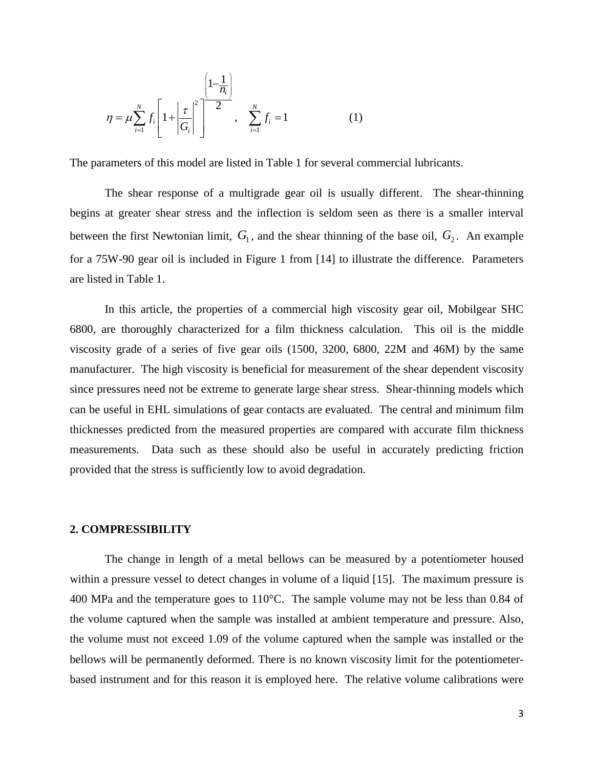$$\eta = \mu \sum_{i=1}^{N} f_i \left[ 1 + \left| \frac{\tau}{G_i} \right|^2 \right]^{\frac{\left(1 - \frac{1}{n_i}\right)}{2}}, \quad \sum_{i=1}^{N} f_i = 1 \tag{1}$$

The parameters of this model are listed in Table 1 for several commercial lubricants.

The shear response of a multigrade gear oil is usually different. The shear-thinning begins at greater shear stress and the inflection is seldom seen as there is a smaller interval between the first Newtonian limit, $G_1$, and the shear thinning of the base oil, $G_2$. An example for a 75W-90 gear oil is included in Figure 1 from [14] to illustrate the difference. Parameters are listed in Table 1.

In this article, the properties of a commercial high viscosity gear oil, Mobilgear SHC 6800, are thoroughly characterized for a film thickness calculation. This oil is the middle viscosity grade of a series of five gear oils (1500, 3200, 6800, 22M and 46M) by the same manufacturer. The high viscosity is beneficial for measurement of the shear dependent viscosity since pressures need not be extreme to generate large shear stress. Shear-thinning models which can be useful in EHL simulations of gear contacts are evaluated. The central and minimum film thicknesses predicted from the measured properties are compared with accurate film thickness measurements. Data such as these should also be useful in accurately predicting friction provided that the stress is sufficiently low to avoid degradation.

## 2. COMPRESSIBILITY

The change in length of a metal bellows can be measured by a potentiometer housed within a pressure vessel to detect changes in volume of a liquid [15]. The maximum pressure is 400 MPa and the temperature goes to 110°C. The sample volume may not be less than 0.84 of the volume captured when the sample was installed at ambient temperature and pressure. Also, the volume must not exceed 1.09 of the volume captured when the sample was installed or the bellows will be permanently deformed. There is no known viscosity limit for the potentiometer-based instrument and for this reason it is employed here. The relative volume calibrations were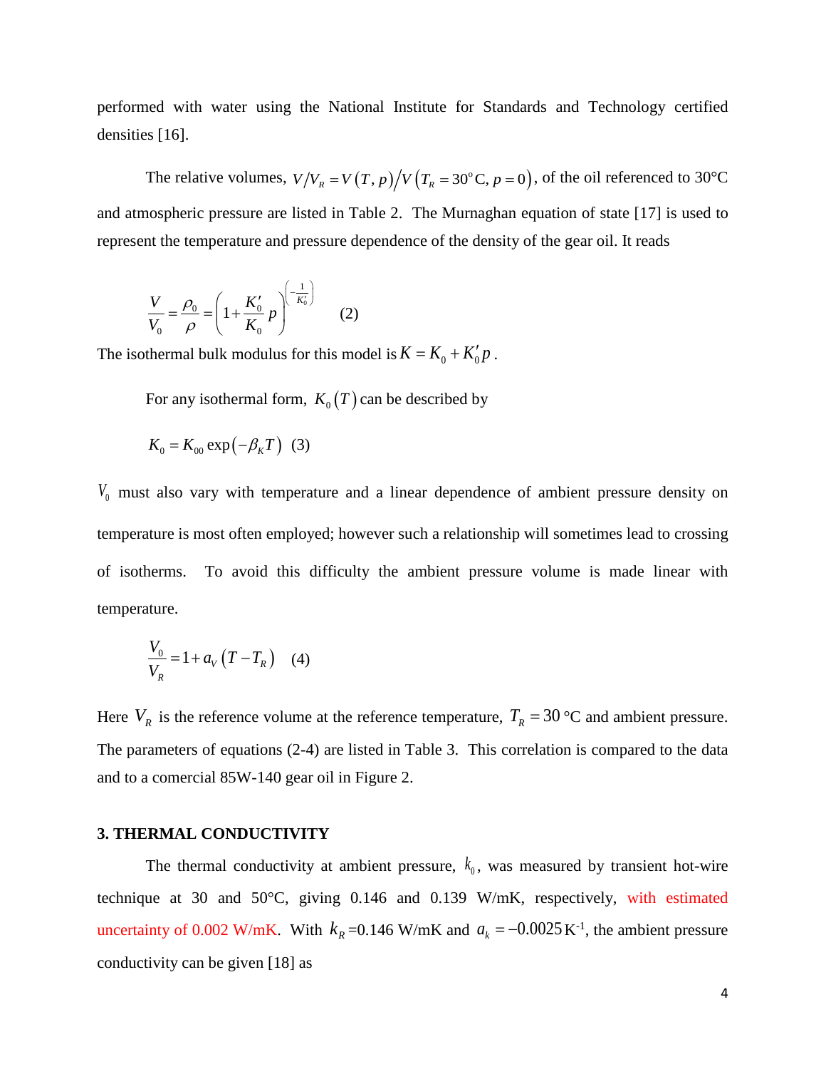performed with water using the National Institute for Standards and Technology certified densities [16].

The relative volumes, $V/V_R = V(T,p)/V(T_R = 30^{\circ}\text{C}, p=0)$, of the oil referenced to 30°C and atmospheric pressure are listed in Table 2. The Murnaghan equation of state [17] is used to represent the temperature and pressure dependence of the density of the gear oil. It reads

$$\frac{V}{V_0} = \frac{\rho_0}{\rho} = \left(1 + \frac{K_0'}{K_0} p\right)^{\left(-\frac{1}{K_0'}\right)} \qquad (2)$$

The isothermal bulk modulus for this model is $K = K_0 + K_0' p$.

For any isothermal form, $K_0(T)$ can be described by

$$K_0 = K_{00} \exp(-\beta_K T) \quad (3)$$

$V_0$ must also vary with temperature and a linear dependence of ambient pressure density on temperature is most often employed; however such a relationship will sometimes lead to crossing of isotherms. To avoid this difficulty the ambient pressure volume is made linear with temperature.

$$\frac{V_0}{V_R} = 1 + a_V (T - T_R) \quad (4)$$

Here $V_R$ is the reference volume at the reference temperature, $T_R = 30$ °C and ambient pressure. The parameters of equations (2-4) are listed in Table 3. This correlation is compared to the data and to a comercial 85W-140 gear oil in Figure 2.

## 3. THERMAL CONDUCTIVITY

The thermal conductivity at ambient pressure, $k_0$, was measured by transient hot-wire technique at 30 and 50°C, giving 0.146 and 0.139 W/mK, respectively, with estimated uncertainty of 0.002 W/mK. With $k_R$ =0.146 W/mK and $a_k = -0.0025\,\text{K}^{-1}$, the ambient pressure conductivity can be given [18] as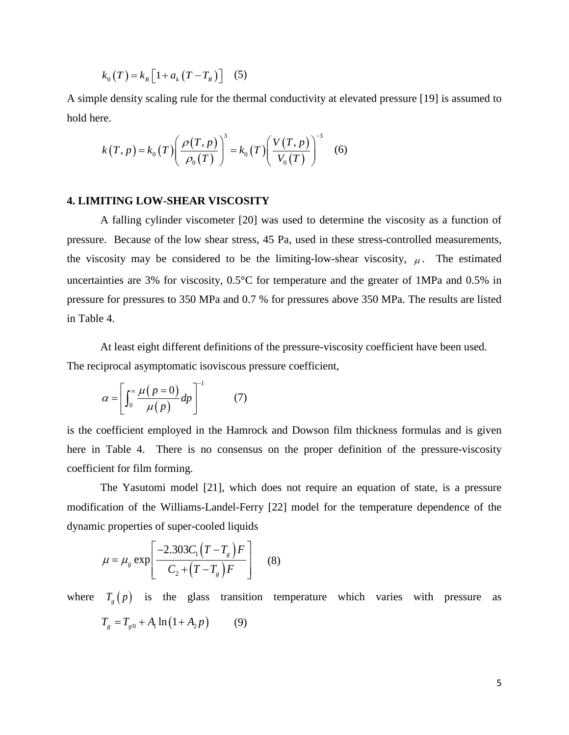$$k_0(T) = k_R\left[1 + a_k(T - T_R)\right] \quad (5)$$

A simple density scaling rule for the thermal conductivity at elevated pressure [19] is assumed to hold here.

$$k(T,p) = k_0(T)\left(\frac{\rho(T,p)}{\rho_0(T)}\right)^3 = k_0(T)\left(\frac{V(T,p)}{V_0(T)}\right)^{-3} \quad (6)$$

## 4. LIMITING LOW-SHEAR VISCOSITY

A falling cylinder viscometer [20] was used to determine the viscosity as a function of pressure. Because of the low shear stress, 45 Pa, used in these stress-controlled measurements, the viscosity may be considered to be the limiting-low-shear viscosity, $\mu$. The estimated uncertainties are 3% for viscosity, 0.5°C for temperature and the greater of 1MPa and 0.5% in pressure for pressures to 350 MPa and 0.7 % for pressures above 350 MPa. The results are listed in Table 4.

At least eight different definitions of the pressure-viscosity coefficient have been used. The reciprocal asymptomatic isoviscous pressure coefficient,

$$\alpha = \left[\int_0^{\infty} \frac{\mu(p=0)}{\mu(p)} dp\right]^{-1} \quad (7)$$

is the coefficient employed in the Hamrock and Dowson film thickness formulas and is given here in Table 4. There is no consensus on the proper definition of the pressure-viscosity coefficient for film forming.

The Yasutomi model [21], which does not require an equation of state, is a pressure modification of the Williams-Landel-Ferry [22] model for the temperature dependence of the dynamic properties of super-cooled liquids

$$\mu = \mu_g \exp\left[\frac{-2.303C_1(T - T_g)F}{C_2 + (T - T_g)F}\right] \quad (8)$$

where $T_g(p)$ is the glass transition temperature which varies with pressure as

$$T_g = T_{g0} + A_1 \ln(1 + A_2 p) \quad (9)$$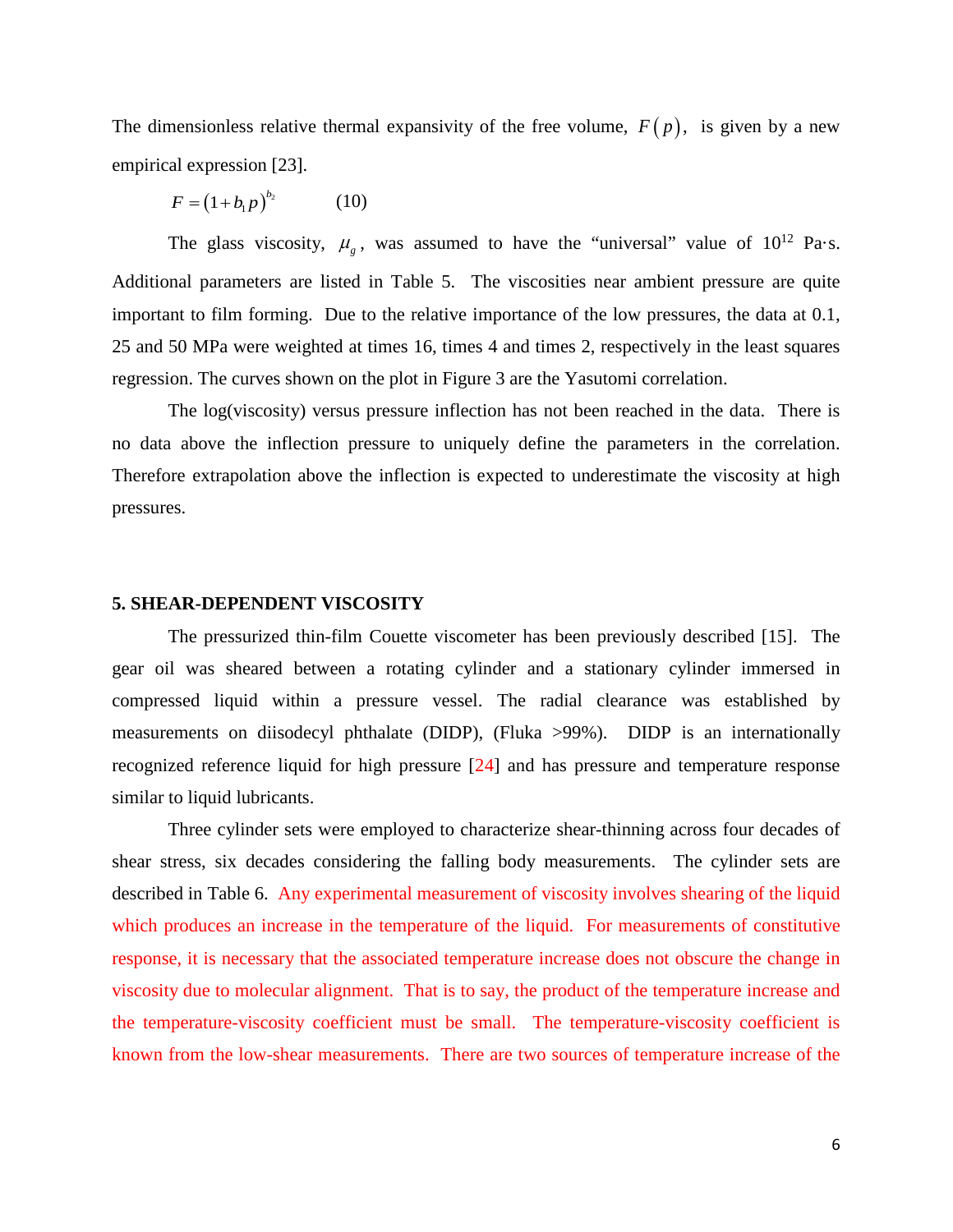The dimensionless relative thermal expansivity of the free volume, $F(p)$, is given by a new empirical expression [23].

$$F = \left(1 + b_1 p\right)^{b_2} \qquad (10)$$

The glass viscosity, $\mu_g$, was assumed to have the "universal" value of $10^{12}$ Pa·s. Additional parameters are listed in Table 5. The viscosities near ambient pressure are quite important to film forming. Due to the relative importance of the low pressures, the data at 0.1, 25 and 50 MPa were weighted at times 16, times 4 and times 2, respectively in the least squares regression. The curves shown on the plot in Figure 3 are the Yasutomi correlation.

The log(viscosity) versus pressure inflection has not been reached in the data. There is no data above the inflection pressure to uniquely define the parameters in the correlation. Therefore extrapolation above the inflection is expected to underestimate the viscosity at high pressures.

## 5. SHEAR-DEPENDENT VISCOSITY

The pressurized thin-film Couette viscometer has been previously described [15]. The gear oil was sheared between a rotating cylinder and a stationary cylinder immersed in compressed liquid within a pressure vessel. The radial clearance was established by measurements on diisodecyl phthalate (DIDP), (Fluka >99%). DIDP is an internationally recognized reference liquid for high pressure [24] and has pressure and temperature response similar to liquid lubricants.

Three cylinder sets were employed to characterize shear-thinning across four decades of shear stress, six decades considering the falling body measurements. The cylinder sets are described in Table 6. Any experimental measurement of viscosity involves shearing of the liquid which produces an increase in the temperature of the liquid. For measurements of constitutive response, it is necessary that the associated temperature increase does not obscure the change in viscosity due to molecular alignment. That is to say, the product of the temperature increase and the temperature-viscosity coefficient must be small. The temperature-viscosity coefficient is known from the low-shear measurements. There are two sources of temperature increase of the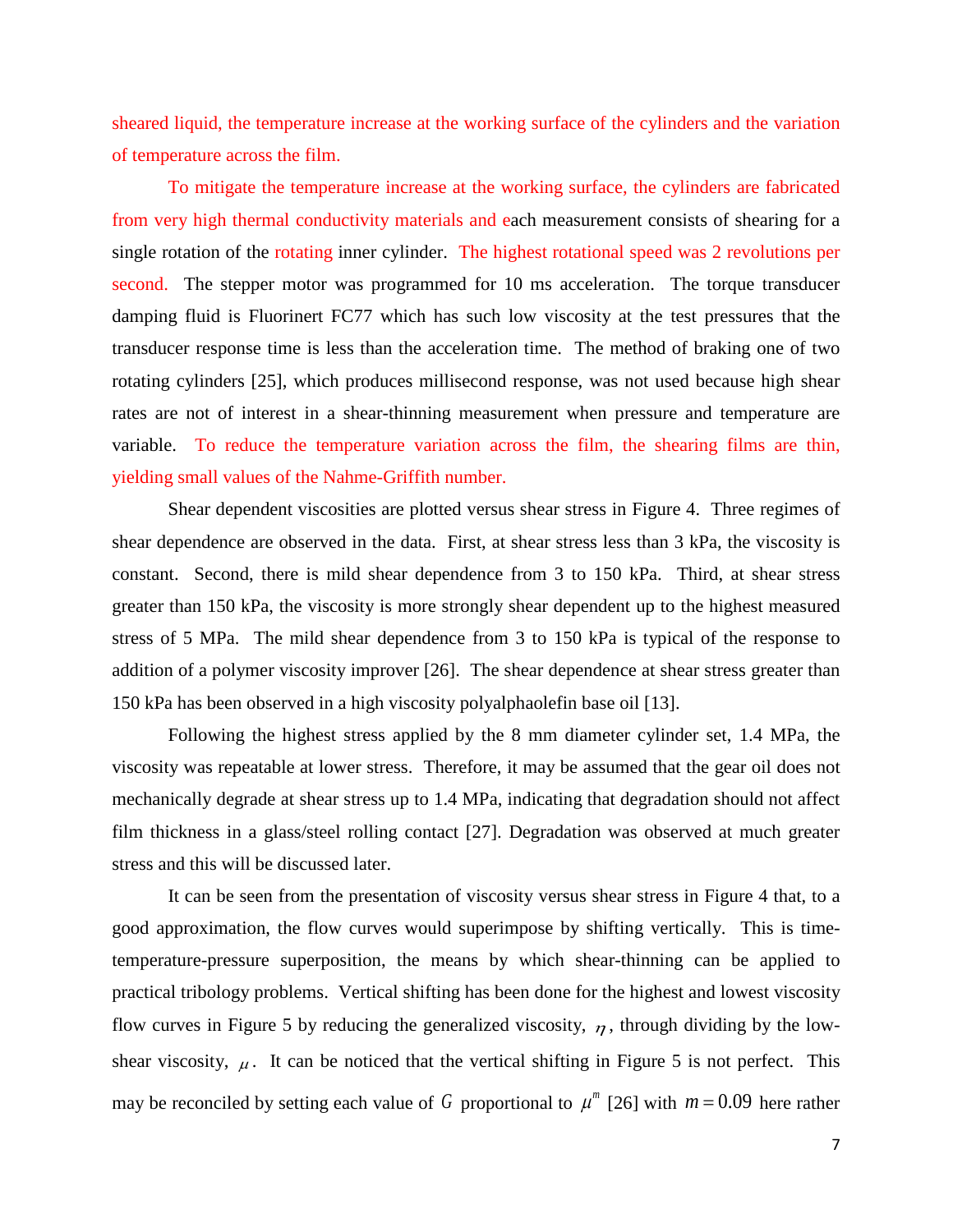sheared liquid, the temperature increase at the working surface of the cylinders and the variation of temperature across the film.

To mitigate the temperature increase at the working surface, the cylinders are fabricated from very high thermal conductivity materials and each measurement consists of shearing for a single rotation of the rotating inner cylinder. The highest rotational speed was 2 revolutions per second. The stepper motor was programmed for 10 ms acceleration. The torque transducer damping fluid is Fluorinert FC77 which has such low viscosity at the test pressures that the transducer response time is less than the acceleration time. The method of braking one of two rotating cylinders [25], which produces millisecond response, was not used because high shear rates are not of interest in a shear-thinning measurement when pressure and temperature are variable. To reduce the temperature variation across the film, the shearing films are thin, yielding small values of the Nahme-Griffith number.

Shear dependent viscosities are plotted versus shear stress in Figure 4. Three regimes of shear dependence are observed in the data. First, at shear stress less than 3 kPa, the viscosity is constant. Second, there is mild shear dependence from 3 to 150 kPa. Third, at shear stress greater than 150 kPa, the viscosity is more strongly shear dependent up to the highest measured stress of 5 MPa. The mild shear dependence from 3 to 150 kPa is typical of the response to addition of a polymer viscosity improver [26]. The shear dependence at shear stress greater than 150 kPa has been observed in a high viscosity polyalphaolefin base oil [13].

Following the highest stress applied by the 8 mm diameter cylinder set, 1.4 MPa, the viscosity was repeatable at lower stress. Therefore, it may be assumed that the gear oil does not mechanically degrade at shear stress up to 1.4 MPa, indicating that degradation should not affect film thickness in a glass/steel rolling contact [27]. Degradation was observed at much greater stress and this will be discussed later.

It can be seen from the presentation of viscosity versus shear stress in Figure 4 that, to a good approximation, the flow curves would superimpose by shifting vertically. This is time-temperature-pressure superposition, the means by which shear-thinning can be applied to practical tribology problems. Vertical shifting has been done for the highest and lowest viscosity flow curves in Figure 5 by reducing the generalized viscosity, $\eta$, through dividing by the low-shear viscosity, $\mu$. It can be noticed that the vertical shifting in Figure 5 is not perfect. This may be reconciled by setting each value of $G$ proportional to $\mu^m$ [26] with $m = 0.09$ here rather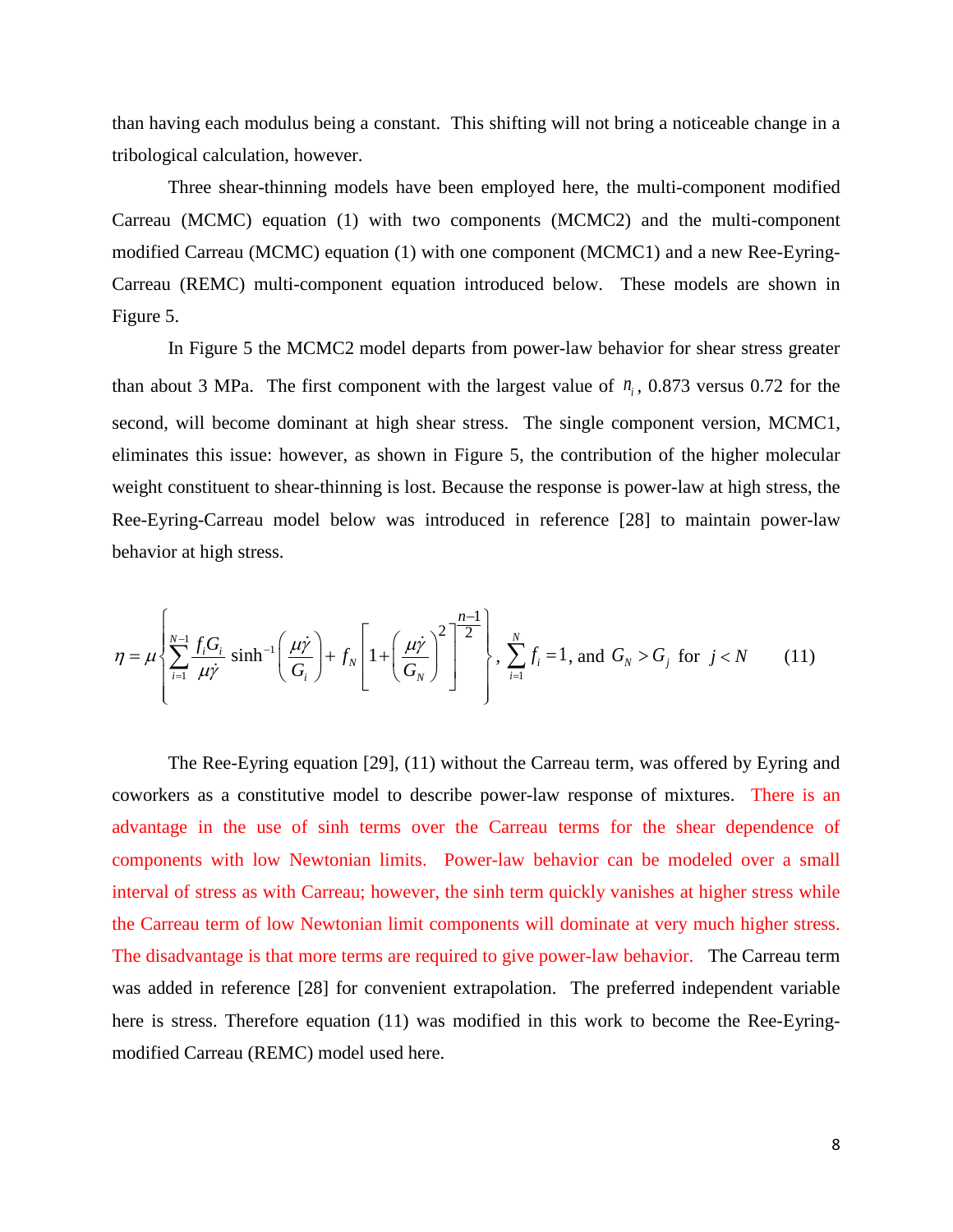than having each modulus being a constant. This shifting will not bring a noticeable change in a tribological calculation, however.

Three shear-thinning models have been employed here, the multi-component modified Carreau (MCMC) equation (1) with two components (MCMC2) and the multi-component modified Carreau (MCMC) equation (1) with one component (MCMC1) and a new Ree-Eyring-Carreau (REMC) multi-component equation introduced below. These models are shown in Figure 5.

In Figure 5 the MCMC2 model departs from power-law behavior for shear stress greater than about 3 MPa. The first component with the largest value of $n_i$, 0.873 versus 0.72 for the second, will become dominant at high shear stress. The single component version, MCMC1, eliminates this issue: however, as shown in Figure 5, the contribution of the higher molecular weight constituent to shear-thinning is lost. Because the response is power-law at high stress, the Ree-Eyring-Carreau model below was introduced in reference [28] to maintain power-law behavior at high stress.

$$\eta = \mu \left\{ \sum_{i=1}^{N-1} \frac{f_i G_i}{\mu \dot{\gamma}} \sinh^{-1}\left(\frac{\mu \dot{\gamma}}{G_i}\right) + f_N \left[1 + \left(\frac{\mu \dot{\gamma}}{G_N}\right)^2\right]^{\frac{n-1}{2}} \right\}, \ \sum_{i=1}^{N} f_i = 1, \text{ and } G_N > G_j \text{ for } j < N \qquad (11)$$

The Ree-Eyring equation [29], (11) without the Carreau term, was offered by Eyring and coworkers as a constitutive model to describe power-law response of mixtures. There is an advantage in the use of sinh terms over the Carreau terms for the shear dependence of components with low Newtonian limits. Power-law behavior can be modeled over a small interval of stress as with Carreau; however, the sinh term quickly vanishes at higher stress while the Carreau term of low Newtonian limit components will dominate at very much higher stress. The disadvantage is that more terms are required to give power-law behavior. The Carreau term was added in reference [28] for convenient extrapolation. The preferred independent variable here is stress. Therefore equation (11) was modified in this work to become the Ree-Eyring-modified Carreau (REMC) model used here.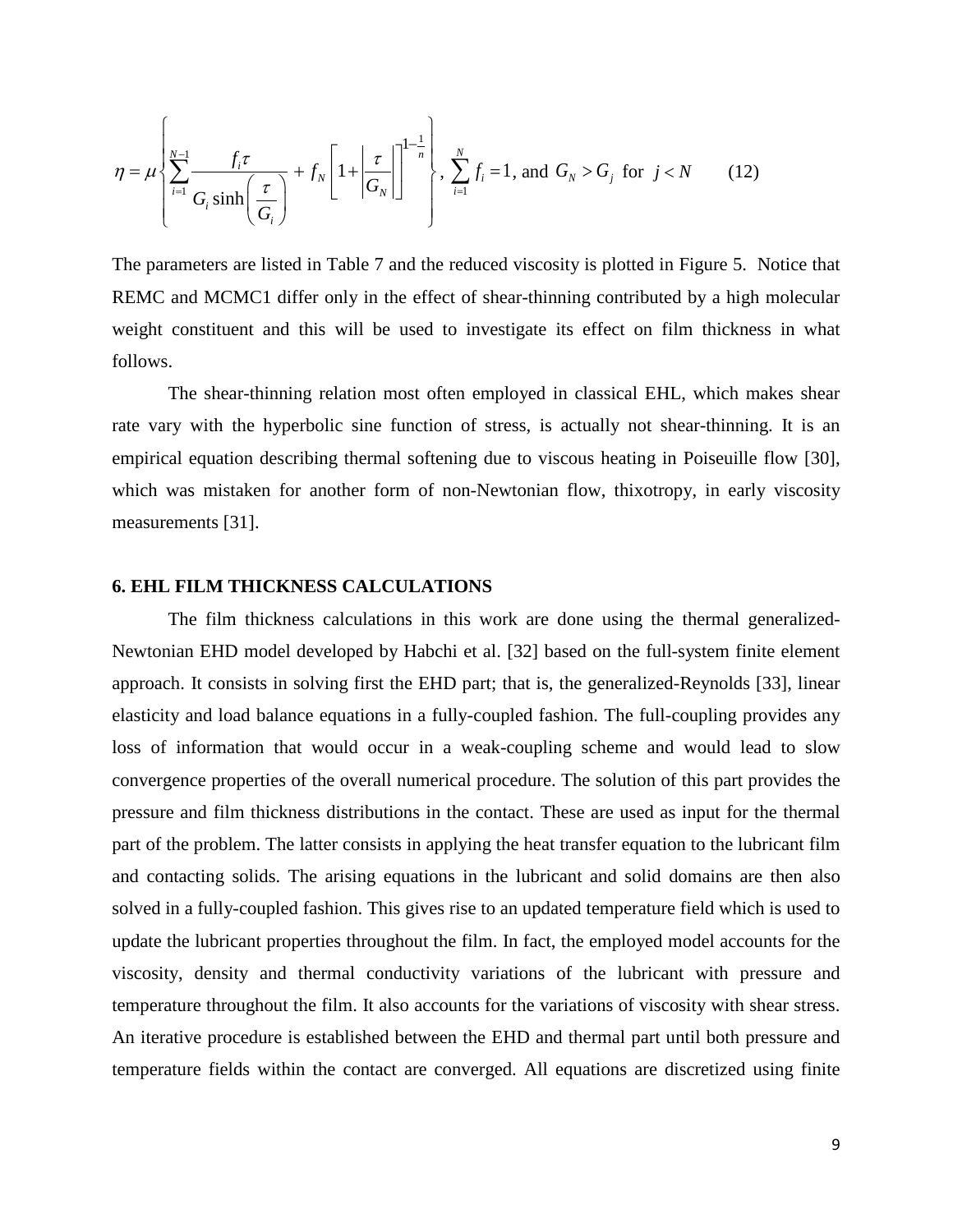$$\eta = \mu \left\{ \sum_{i=1}^{N-1} \frac{f_i \tau}{G_i \sinh\left(\frac{\tau}{G_i}\right)} + f_N \left[ 1 + \left| \frac{\tau}{G_N} \right| \right]^{1-\frac{1}{n}} \right\}, \ \sum_{i=1}^{N} f_i = 1, \text{ and } G_N > G_j \text{ for } j < N \qquad (12)$$

The parameters are listed in Table 7 and the reduced viscosity is plotted in Figure 5. Notice that REMC and MCMC1 differ only in the effect of shear-thinning contributed by a high molecular weight constituent and this will be used to investigate its effect on film thickness in what follows.

The shear-thinning relation most often employed in classical EHL, which makes shear rate vary with the hyperbolic sine function of stress, is actually not shear-thinning. It is an empirical equation describing thermal softening due to viscous heating in Poiseuille flow [30], which was mistaken for another form of non-Newtonian flow, thixotropy, in early viscosity measurements [31].

## 6. EHL FILM THICKNESS CALCULATIONS

The film thickness calculations in this work are done using the thermal generalized-Newtonian EHD model developed by Habchi et al. [32] based on the full-system finite element approach. It consists in solving first the EHD part; that is, the generalized-Reynolds [33], linear elasticity and load balance equations in a fully-coupled fashion. The full-coupling provides any loss of information that would occur in a weak-coupling scheme and would lead to slow convergence properties of the overall numerical procedure. The solution of this part provides the pressure and film thickness distributions in the contact. These are used as input for the thermal part of the problem. The latter consists in applying the heat transfer equation to the lubricant film and contacting solids. The arising equations in the lubricant and solid domains are then also solved in a fully-coupled fashion. This gives rise to an updated temperature field which is used to update the lubricant properties throughout the film. In fact, the employed model accounts for the viscosity, density and thermal conductivity variations of the lubricant with pressure and temperature throughout the film. It also accounts for the variations of viscosity with shear stress. An iterative procedure is established between the EHD and thermal part until both pressure and temperature fields within the contact are converged. All equations are discretized using finite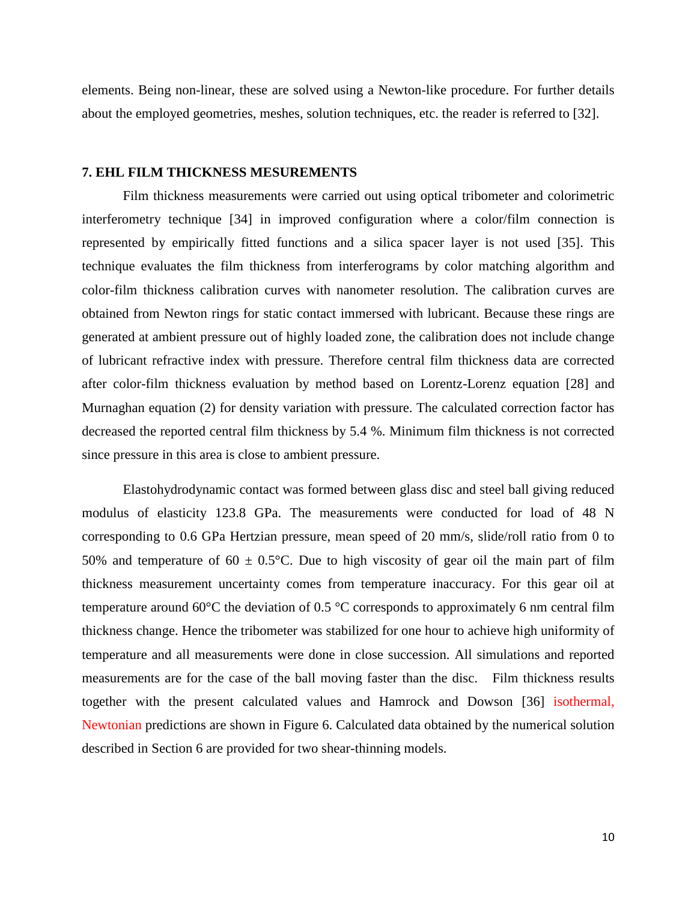elements. Being non-linear, these are solved using a Newton-like procedure. For further details about the employed geometries, meshes, solution techniques, etc. the reader is referred to [32].

## 7. EHL FILM THICKNESS MESUREMENTS

Film thickness measurements were carried out using optical tribometer and colorimetric interferometry technique [34] in improved configuration where a color/film connection is represented by empirically fitted functions and a silica spacer layer is not used [35]. This technique evaluates the film thickness from interferograms by color matching algorithm and color-film thickness calibration curves with nanometer resolution. The calibration curves are obtained from Newton rings for static contact immersed with lubricant. Because these rings are generated at ambient pressure out of highly loaded zone, the calibration does not include change of lubricant refractive index with pressure. Therefore central film thickness data are corrected after color-film thickness evaluation by method based on Lorentz-Lorenz equation [28] and Murnaghan equation (2) for density variation with pressure. The calculated correction factor has decreased the reported central film thickness by 5.4 %. Minimum film thickness is not corrected since pressure in this area is close to ambient pressure.

Elastohydrodynamic contact was formed between glass disc and steel ball giving reduced modulus of elasticity 123.8 GPa. The measurements were conducted for load of 48 N corresponding to 0.6 GPa Hertzian pressure, mean speed of 20 mm/s, slide/roll ratio from 0 to 50% and temperature of 60 ± 0.5°C. Due to high viscosity of gear oil the main part of film thickness measurement uncertainty comes from temperature inaccuracy. For this gear oil at temperature around 60°C the deviation of 0.5 °C corresponds to approximately 6 nm central film thickness change. Hence the tribometer was stabilized for one hour to achieve high uniformity of temperature and all measurements were done in close succession. All simulations and reported measurements are for the case of the ball moving faster than the disc. Film thickness results together with the present calculated values and Hamrock and Dowson [36] isothermal, Newtonian predictions are shown in Figure 6. Calculated data obtained by the numerical solution described in Section 6 are provided for two shear-thinning models.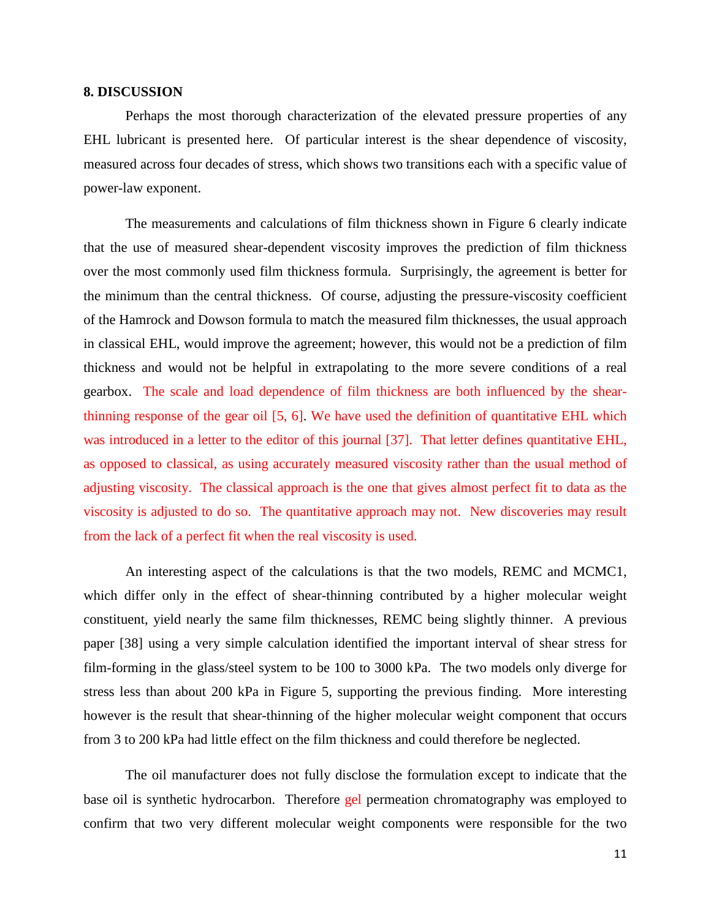## 8. DISCUSSION

Perhaps the most thorough characterization of the elevated pressure properties of any EHL lubricant is presented here. Of particular interest is the shear dependence of viscosity, measured across four decades of stress, which shows two transitions each with a specific value of power-law exponent.

The measurements and calculations of film thickness shown in Figure 6 clearly indicate that the use of measured shear-dependent viscosity improves the prediction of film thickness over the most commonly used film thickness formula. Surprisingly, the agreement is better for the minimum than the central thickness. Of course, adjusting the pressure-viscosity coefficient of the Hamrock and Dowson formula to match the measured film thicknesses, the usual approach in classical EHL, would improve the agreement; however, this would not be a prediction of film thickness and would not be helpful in extrapolating to the more severe conditions of a real gearbox. The scale and load dependence of film thickness are both influenced by the shear-thinning response of the gear oil [5, 6]. We have used the definition of quantitative EHL which was introduced in a letter to the editor of this journal [37]. That letter defines quantitative EHL, as opposed to classical, as using accurately measured viscosity rather than the usual method of adjusting viscosity. The classical approach is the one that gives almost perfect fit to data as the viscosity is adjusted to do so. The quantitative approach may not. New discoveries may result from the lack of a perfect fit when the real viscosity is used.

An interesting aspect of the calculations is that the two models, REMC and MCMC1, which differ only in the effect of shear-thinning contributed by a higher molecular weight constituent, yield nearly the same film thicknesses, REMC being slightly thinner. A previous paper [38] using a very simple calculation identified the important interval of shear stress for film-forming in the glass/steel system to be 100 to 3000 kPa. The two models only diverge for stress less than about 200 kPa in Figure 5, supporting the previous finding. More interesting however is the result that shear-thinning of the higher molecular weight component that occurs from 3 to 200 kPa had little effect on the film thickness and could therefore be neglected.

The oil manufacturer does not fully disclose the formulation except to indicate that the base oil is synthetic hydrocarbon. Therefore gel permeation chromatography was employed to confirm that two very different molecular weight components were responsible for the two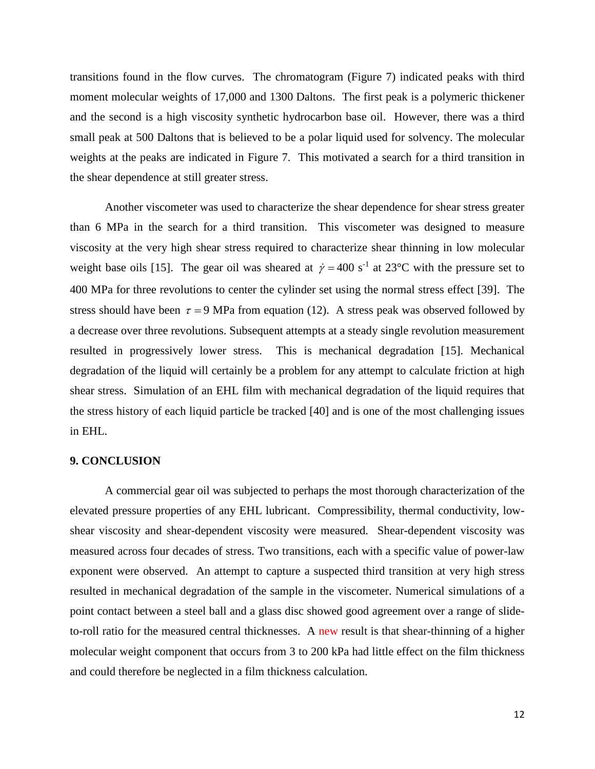transitions found in the flow curves. The chromatogram (Figure 7) indicated peaks with third moment molecular weights of 17,000 and 1300 Daltons. The first peak is a polymeric thickener and the second is a high viscosity synthetic hydrocarbon base oil. However, there was a third small peak at 500 Daltons that is believed to be a polar liquid used for solvency. The molecular weights at the peaks are indicated in Figure 7. This motivated a search for a third transition in the shear dependence at still greater stress.

Another viscometer was used to characterize the shear dependence for shear stress greater than 6 MPa in the search for a third transition. This viscometer was designed to measure viscosity at the very high shear stress required to characterize shear thinning in low molecular weight base oils [15]. The gear oil was sheared at $\dot{\gamma} = 400$ s$^{-1}$ at 23°C with the pressure set to 400 MPa for three revolutions to center the cylinder set using the normal stress effect [39]. The stress should have been $\tau = 9$ MPa from equation (12). A stress peak was observed followed by a decrease over three revolutions. Subsequent attempts at a steady single revolution measurement resulted in progressively lower stress. This is mechanical degradation [15]. Mechanical degradation of the liquid will certainly be a problem for any attempt to calculate friction at high shear stress. Simulation of an EHL film with mechanical degradation of the liquid requires that the stress history of each liquid particle be tracked [40] and is one of the most challenging issues in EHL.

## 9. CONCLUSION

A commercial gear oil was subjected to perhaps the most thorough characterization of the elevated pressure properties of any EHL lubricant. Compressibility, thermal conductivity, low-shear viscosity and shear-dependent viscosity were measured. Shear-dependent viscosity was measured across four decades of stress. Two transitions, each with a specific value of power-law exponent were observed. An attempt to capture a suspected third transition at very high stress resulted in mechanical degradation of the sample in the viscometer. Numerical simulations of a point contact between a steel ball and a glass disc showed good agreement over a range of slide-to-roll ratio for the measured central thicknesses. A new result is that shear-thinning of a higher molecular weight component that occurs from 3 to 200 kPa had little effect on the film thickness and could therefore be neglected in a film thickness calculation.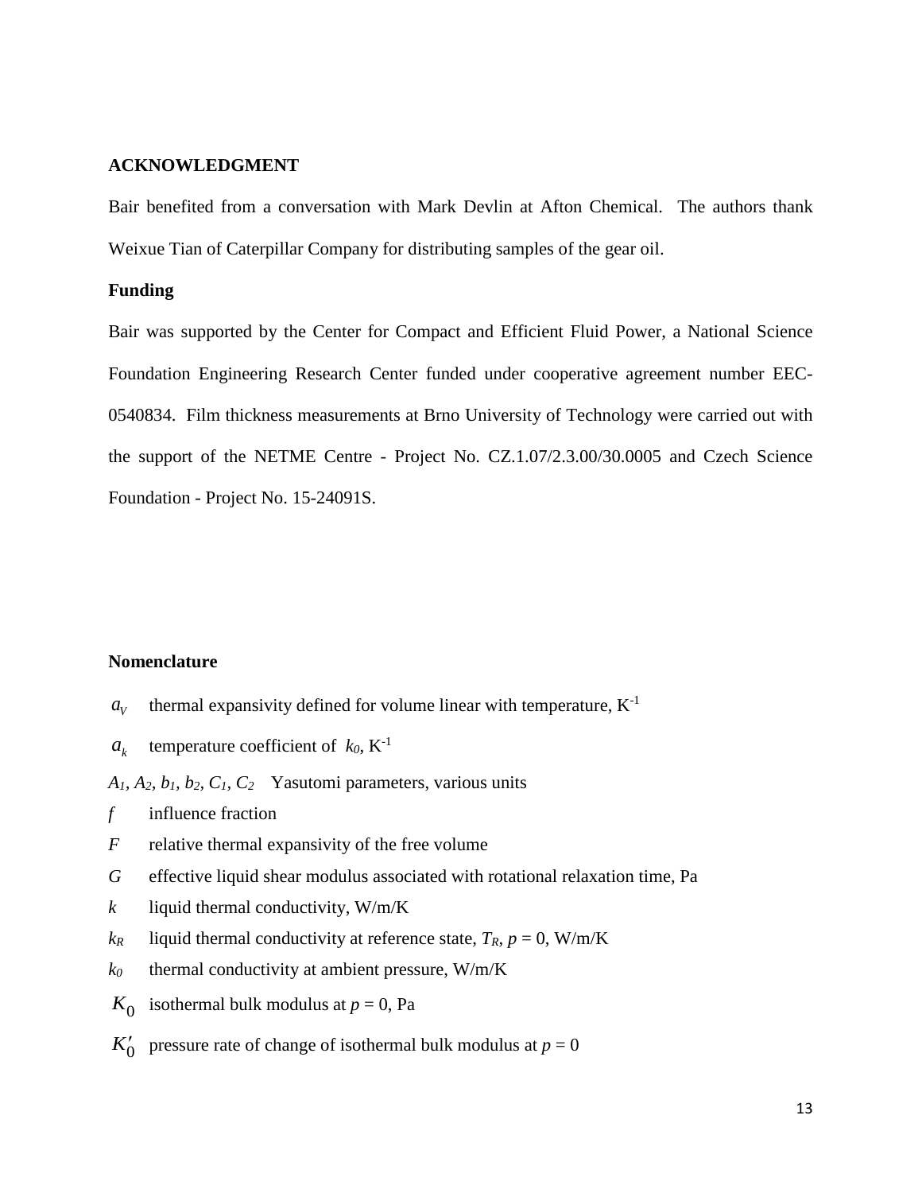**ACKNOWLEDGMENT**

Bair benefited from a conversation with Mark Devlin at Afton Chemical. The authors thank Weixue Tian of Caterpillar Company for distributing samples of the gear oil.

**Funding**

Bair was supported by the Center for Compact and Efficient Fluid Power, a National Science Foundation Engineering Research Center funded under cooperative agreement number EEC-0540834. Film thickness measurements at Brno University of Technology were carried out with the support of the NETME Centre - Project No. CZ.1.07/2.3.00/30.0005 and Czech Science Foundation - Project No. 15-24091S.

**Nomenclature**

$a_V$ thermal expansivity defined for volume linear with temperature, $K^{-1}$

$a_k$ temperature coefficient of $k_0$, $K^{-1}$

$A_1$, $A_2$, $b_1$, $b_2$, $C_1$, $C_2$ Yasutomi parameters, various units

$f$ influence fraction

$F$ relative thermal expansivity of the free volume

$G$ effective liquid shear modulus associated with rotational relaxation time, Pa

$k$ liquid thermal conductivity, W/m/K

$k_R$ liquid thermal conductivity at reference state, $T_R$, $p = 0$, W/m/K

$k_0$ thermal conductivity at ambient pressure, W/m/K

$K_0$ isothermal bulk modulus at $p = 0$, Pa

$K_0'$ pressure rate of change of isothermal bulk modulus at $p = 0$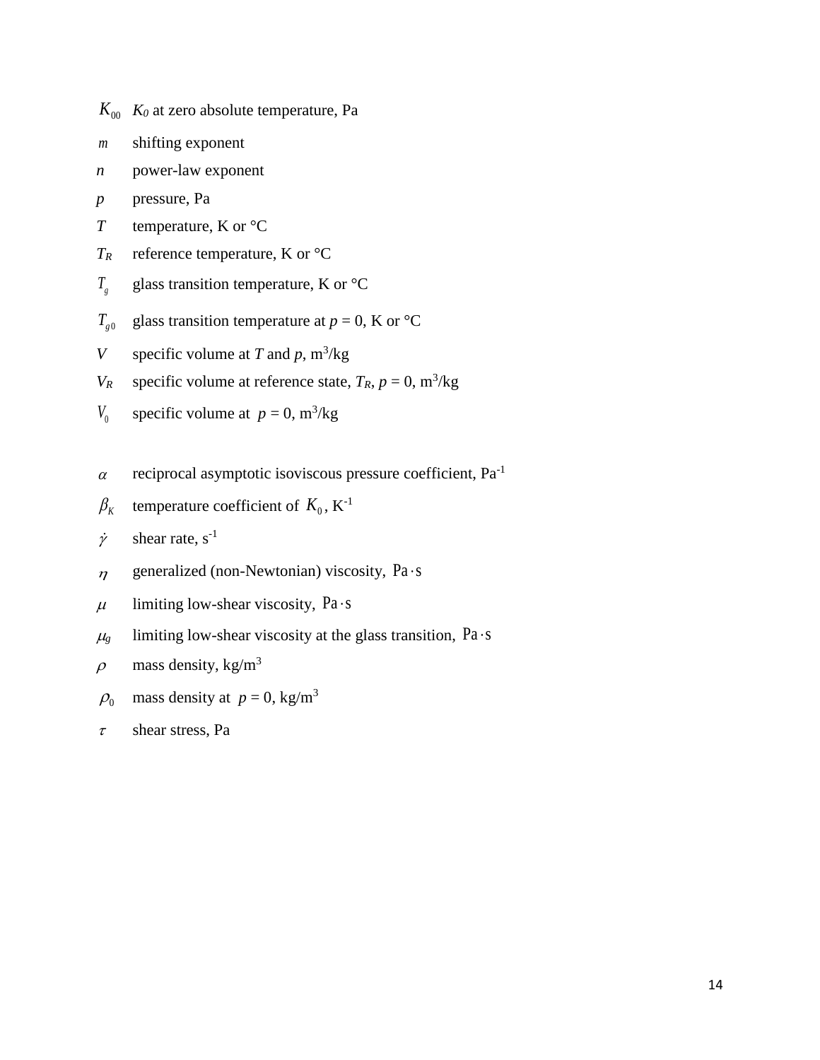$K_{00}$ $K_0$ at zero absolute temperature, Pa

$m$ shifting exponent

$n$ power-law exponent

$p$ pressure, Pa

$T$ temperature, K or °C

$T_R$ reference temperature, K or °C

$T_g$ glass transition temperature, K or °C

$T_{g0}$ glass transition temperature at $p = 0$, K or °C

$V$ specific volume at $T$ and $p$, $m^3/kg$

$V_R$ specific volume at reference state, $T_R$, $p = 0$, $m^3/kg$

$V_0$ specific volume at $p = 0$, $m^3/kg$

$\alpha$ reciprocal asymptotic isoviscous pressure coefficient, $Pa^{-1}$

$\beta_K$ temperature coefficient of $K_0$, $K^{-1}$

$\dot{\gamma}$ shear rate, $s^{-1}$

$\eta$ generalized (non-Newtonian) viscosity, $\mathrm{Pa \cdot s}$

$\mu$ limiting low-shear viscosity, $\mathrm{Pa \cdot s}$

$\mu_g$ limiting low-shear viscosity at the glass transition, $\mathrm{Pa \cdot s}$

$\rho$ mass density, $kg/m^3$

$\rho_0$ mass density at $p = 0$, $kg/m^3$

$\tau$ shear stress, Pa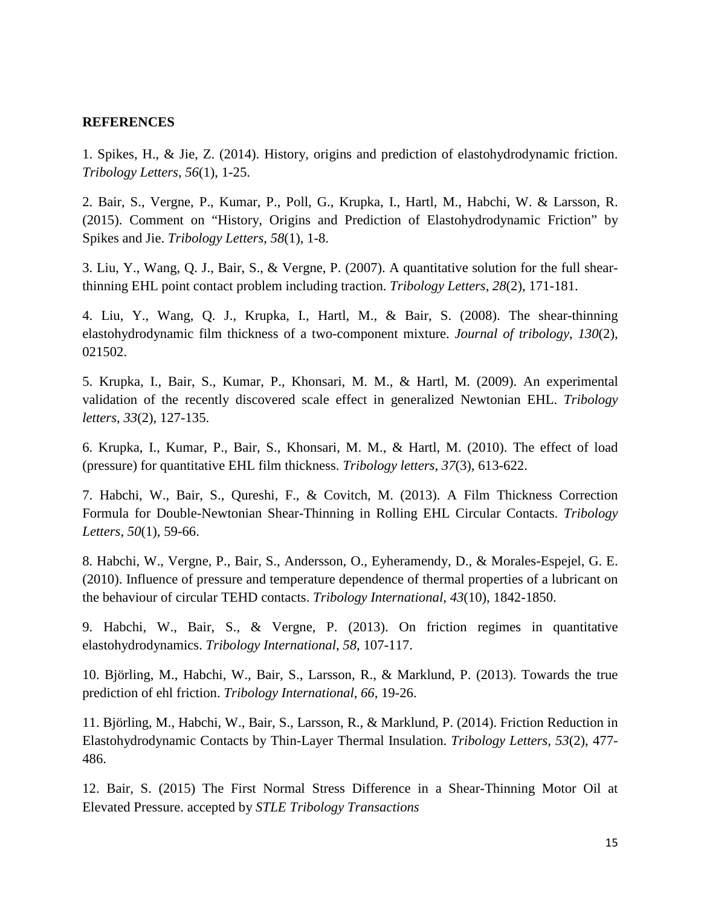**REFERENCES**

1. Spikes, H., & Jie, Z. (2014). History, origins and prediction of elastohydrodynamic friction. *Tribology Letters*, *56*(1), 1-25.

2. Bair, S., Vergne, P., Kumar, P., Poll, G., Krupka, I., Hartl, M., Habchi, W. & Larsson, R. (2015). Comment on "History, Origins and Prediction of Elastohydrodynamic Friction" by Spikes and Jie. *Tribology Letters*, *58*(1), 1-8.

3. Liu, Y., Wang, Q. J., Bair, S., & Vergne, P. (2007). A quantitative solution for the full shear-thinning EHL point contact problem including traction. *Tribology Letters*, *28*(2), 171-181.

4. Liu, Y., Wang, Q. J., Krupka, I., Hartl, M., & Bair, S. (2008). The shear-thinning elastohydrodynamic film thickness of a two-component mixture. *Journal of tribology*, *130*(2), 021502.

5. Krupka, I., Bair, S., Kumar, P., Khonsari, M. M., & Hartl, M. (2009). An experimental validation of the recently discovered scale effect in generalized Newtonian EHL. *Tribology letters*, *33*(2), 127-135.

6. Krupka, I., Kumar, P., Bair, S., Khonsari, M. M., & Hartl, M. (2010). The effect of load (pressure) for quantitative EHL film thickness. *Tribology letters*, *37*(3), 613-622.

7. Habchi, W., Bair, S., Qureshi, F., & Covitch, M. (2013). A Film Thickness Correction Formula for Double-Newtonian Shear-Thinning in Rolling EHL Circular Contacts. *Tribology Letters*, *50*(1), 59-66.

8. Habchi, W., Vergne, P., Bair, S., Andersson, O., Eyheramendy, D., & Morales-Espejel, G. E. (2010). Influence of pressure and temperature dependence of thermal properties of a lubricant on the behaviour of circular TEHD contacts. *Tribology International*, *43*(10), 1842-1850.

9. Habchi, W., Bair, S., & Vergne, P. (2013). On friction regimes in quantitative elastohydrodynamics. *Tribology International*, *58*, 107-117.

10. Björling, M., Habchi, W., Bair, S., Larsson, R., & Marklund, P. (2013). Towards the true prediction of ehl friction. *Tribology International*, *66*, 19-26.

11. Björling, M., Habchi, W., Bair, S., Larsson, R., & Marklund, P. (2014). Friction Reduction in Elastohydrodynamic Contacts by Thin-Layer Thermal Insulation. *Tribology Letters*, *53*(2), 477-486.

12. Bair, S. (2015) The First Normal Stress Difference in a Shear-Thinning Motor Oil at Elevated Pressure. accepted by *STLE Tribology Transactions*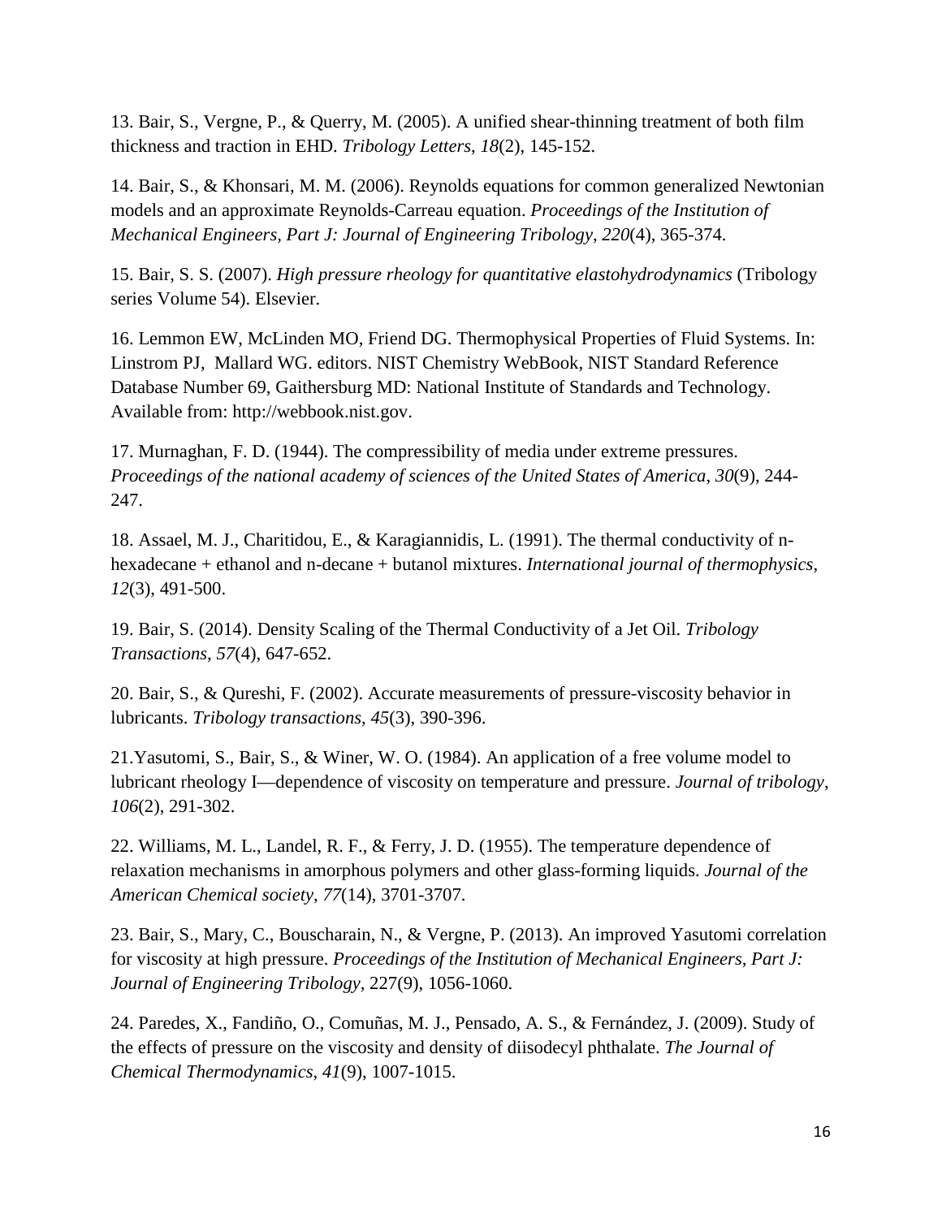13. Bair, S., Vergne, P., & Querry, M. (2005). A unified shear-thinning treatment of both film thickness and traction in EHD. *Tribology Letters*, *18*(2), 145-152.

14. Bair, S., & Khonsari, M. M. (2006). Reynolds equations for common generalized Newtonian models and an approximate Reynolds-Carreau equation. *Proceedings of the Institution of Mechanical Engineers, Part J: Journal of Engineering Tribology*, *220*(4), 365-374.

15. Bair, S. S. (2007). *High pressure rheology for quantitative elastohydrodynamics* (Tribology series Volume 54). Elsevier.

16. Lemmon EW, McLinden MO, Friend DG. Thermophysical Properties of Fluid Systems. In: Linstrom PJ, Mallard WG. editors. NIST Chemistry WebBook, NIST Standard Reference Database Number 69, Gaithersburg MD: National Institute of Standards and Technology. Available from: http://webbook.nist.gov.

17. Murnaghan, F. D. (1944). The compressibility of media under extreme pressures. *Proceedings of the national academy of sciences of the United States of America*, *30*(9), 244-247.

18. Assael, M. J., Charitidou, E., & Karagiannidis, L. (1991). The thermal conductivity of n-hexadecane + ethanol and n-decane + butanol mixtures. *International journal of thermophysics*, *12*(3), 491-500.

19. Bair, S. (2014). Density Scaling of the Thermal Conductivity of a Jet Oil. *Tribology Transactions*, *57*(4), 647-652.

20. Bair, S., & Qureshi, F. (2002). Accurate measurements of pressure-viscosity behavior in lubricants. *Tribology transactions*, *45*(3), 390-396.

21.Yasutomi, S., Bair, S., & Winer, W. O. (1984). An application of a free volume model to lubricant rheology I—dependence of viscosity on temperature and pressure. *Journal of tribology*, *106*(2), 291-302.

22. Williams, M. L., Landel, R. F., & Ferry, J. D. (1955). The temperature dependence of relaxation mechanisms in amorphous polymers and other glass-forming liquids. *Journal of the American Chemical society*, *77*(14), 3701-3707.

23. Bair, S., Mary, C., Bouscharain, N., & Vergne, P. (2013). An improved Yasutomi correlation for viscosity at high pressure. *Proceedings of the Institution of Mechanical Engineers, Part J: Journal of Engineering Tribology*, 227(9), 1056-1060.

24. Paredes, X., Fandiño, O., Comuñas, M. J., Pensado, A. S., & Fernández, J. (2009). Study of the effects of pressure on the viscosity and density of diisodecyl phthalate. *The Journal of Chemical Thermodynamics*, *41*(9), 1007-1015.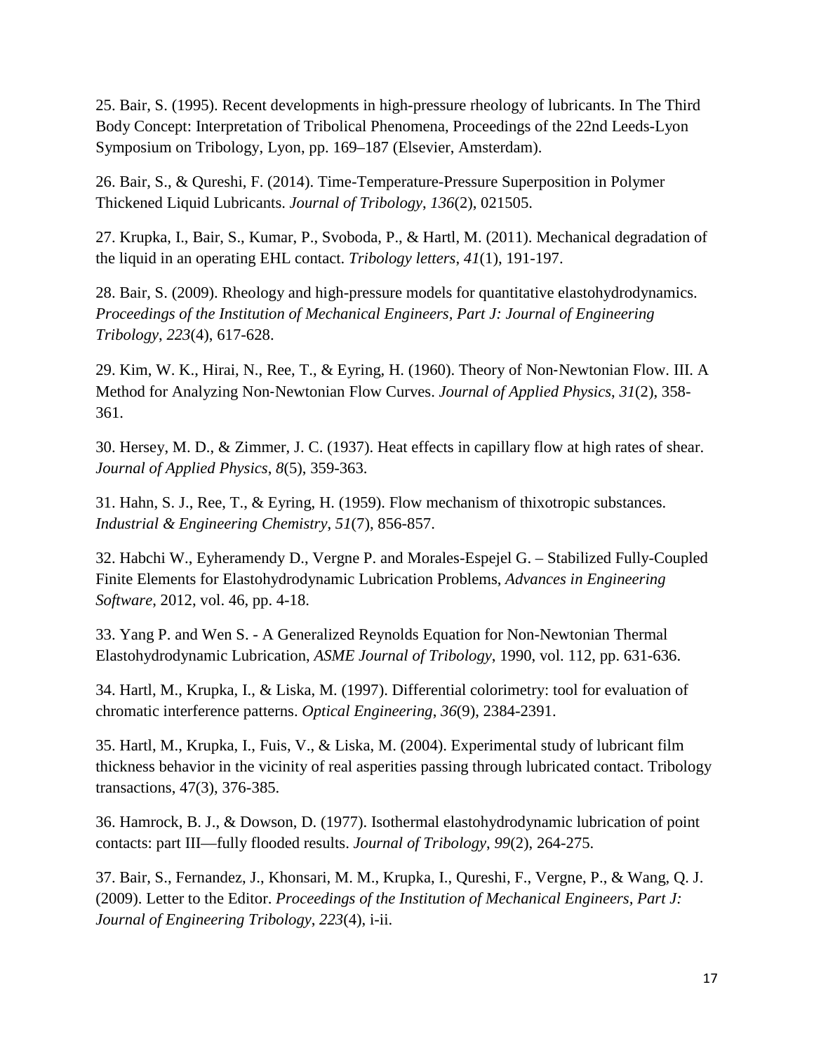25. Bair, S. (1995). Recent developments in high-pressure rheology of lubricants. In The Third Body Concept: Interpretation of Tribolical Phenomena, Proceedings of the 22nd Leeds-Lyon Symposium on Tribology, Lyon, pp. 169–187 (Elsevier, Amsterdam).

26. Bair, S., & Qureshi, F. (2014). Time-Temperature-Pressure Superposition in Polymer Thickened Liquid Lubricants. *Journal of Tribology*, *136*(2), 021505.

27. Krupka, I., Bair, S., Kumar, P., Svoboda, P., & Hartl, M. (2011). Mechanical degradation of the liquid in an operating EHL contact. *Tribology letters*, *41*(1), 191-197.

28. Bair, S. (2009). Rheology and high-pressure models for quantitative elastohydrodynamics. *Proceedings of the Institution of Mechanical Engineers, Part J: Journal of Engineering Tribology*, *223*(4), 617-628.

29. Kim, W. K., Hirai, N., Ree, T., & Eyring, H. (1960). Theory of Non‐Newtonian Flow. III. A Method for Analyzing Non‐Newtonian Flow Curves. *Journal of Applied Physics*, *31*(2), 358-361.

30. Hersey, M. D., & Zimmer, J. C. (1937). Heat effects in capillary flow at high rates of shear. *Journal of Applied Physics*, *8*(5), 359-363.

31. Hahn, S. J., Ree, T., & Eyring, H. (1959). Flow mechanism of thixotropic substances. *Industrial & Engineering Chemistry*, *51*(7), 856-857.

32. Habchi W., Eyheramendy D., Vergne P. and Morales-Espejel G. – Stabilized Fully-Coupled Finite Elements for Elastohydrodynamic Lubrication Problems, *Advances in Engineering Software*, 2012, vol. 46, pp. 4-18.

33. Yang P. and Wen S. - A Generalized Reynolds Equation for Non-Newtonian Thermal Elastohydrodynamic Lubrication, *ASME Journal of Tribology*, 1990, vol. 112, pp. 631-636.

34. Hartl, M., Krupka, I., & Liska, M. (1997). Differential colorimetry: tool for evaluation of chromatic interference patterns. *Optical Engineering*, *36*(9), 2384-2391.

35. Hartl, M., Krupka, I., Fuis, V., & Liska, M. (2004). Experimental study of lubricant film thickness behavior in the vicinity of real asperities passing through lubricated contact. Tribology transactions, 47(3), 376-385.

36. Hamrock, B. J., & Dowson, D. (1977). Isothermal elastohydrodynamic lubrication of point contacts: part III—fully flooded results. *Journal of Tribology*, *99*(2), 264-275.

37. Bair, S., Fernandez, J., Khonsari, M. M., Krupka, I., Qureshi, F., Vergne, P., & Wang, Q. J. (2009). Letter to the Editor. *Proceedings of the Institution of Mechanical Engineers, Part J: Journal of Engineering Tribology*, *223*(4), i-ii.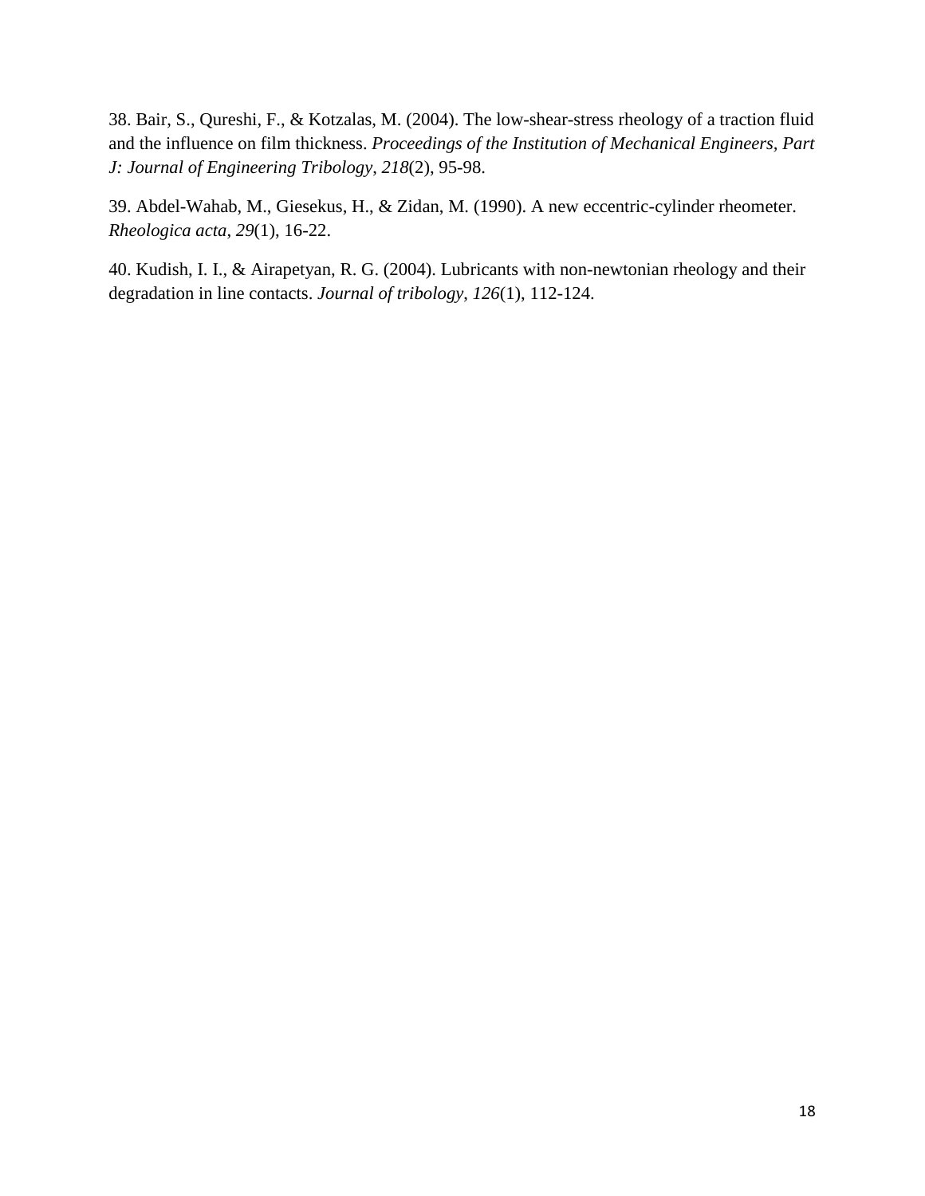38. Bair, S., Qureshi, F., & Kotzalas, M. (2004). The low-shear-stress rheology of a traction fluid and the influence on film thickness. *Proceedings of the Institution of Mechanical Engineers, Part J: Journal of Engineering Tribology*, *218*(2), 95-98.

39. Abdel-Wahab, M., Giesekus, H., & Zidan, M. (1990). A new eccentric-cylinder rheometer. *Rheologica acta*, *29*(1), 16-22.

40. Kudish, I. I., & Airapetyan, R. G. (2004). Lubricants with non-newtonian rheology and their degradation in line contacts. *Journal of tribology*, *126*(1), 112-124.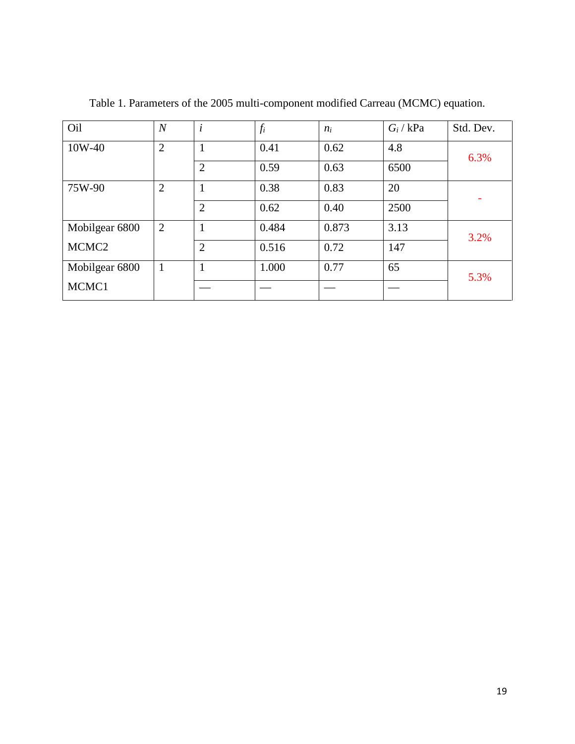Table 1. Parameters of the 2005 multi-component modified Carreau (MCMC) equation.

| Oil | $N$ | $i$ | $f_i$ | $n_i$ | $G_i$ / kPa | Std. Dev. |
|---|---|---|---|---|---|---|
| 10W-40 | 2 | 1 | 0.41 | 0.62 | 4.8 | 6.3% |
| | | 2 | 0.59 | 0.63 | 6500 | |
| 75W-90 | 2 | 1 | 0.38 | 0.83 | 20 | - |
| | | 2 | 0.62 | 0.40 | 2500 | |
| Mobilgear 6800 MCMC2 | 2 | 1 | 0.484 | 0.873 | 3.13 | 3.2% |
| | | 2 | 0.516 | 0.72 | 147 | |
| Mobilgear 6800 MCMC1 | 1 | 1 | 1.000 | 0.77 | 65 | 5.3% |
| | | — | — | — | — | |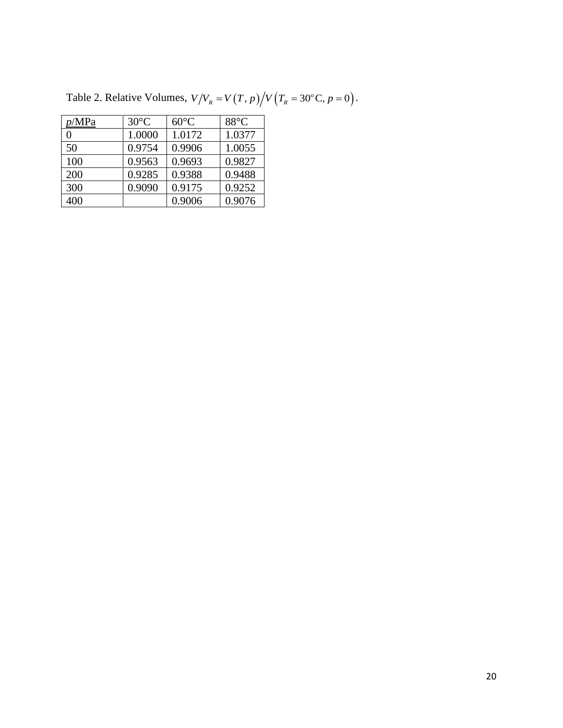Table 2. Relative Volumes, $V/V_R = V(T, p)/V(T_R = 30^\circ\text{C}, p = 0)$.

| $p$/MPa | 30°C | 60°C | 88°C |
|---|---|---|---|
| 0 | 1.0000 | 1.0172 | 1.0377 |
| 50 | 0.9754 | 0.9906 | 1.0055 |
| 100 | 0.9563 | 0.9693 | 0.9827 |
| 200 | 0.9285 | 0.9388 | 0.9488 |
| 300 | 0.9090 | 0.9175 | 0.9252 |
| 400 | | 0.9006 | 0.9076 |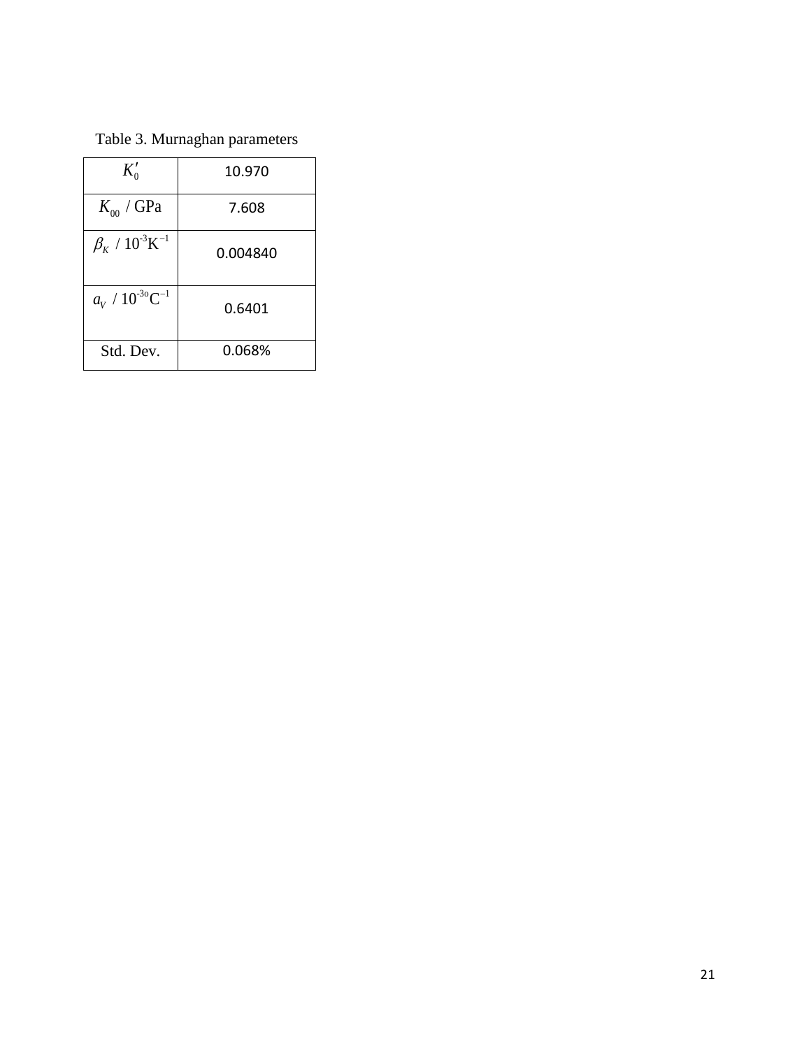Table 3. Murnaghan parameters

| | |
|---|---|
| $K'_0$ | 10.970 |
| $K_{00}$ / GPa | 7.608 |
| $\beta_K$ / $10^{-3}\text{K}^{-1}$ | 0.004840 |
| $a_V$ / $10^{-3\text{o}}\text{C}^{-1}$ | 0.6401 |
| Std. Dev. | 0.068% |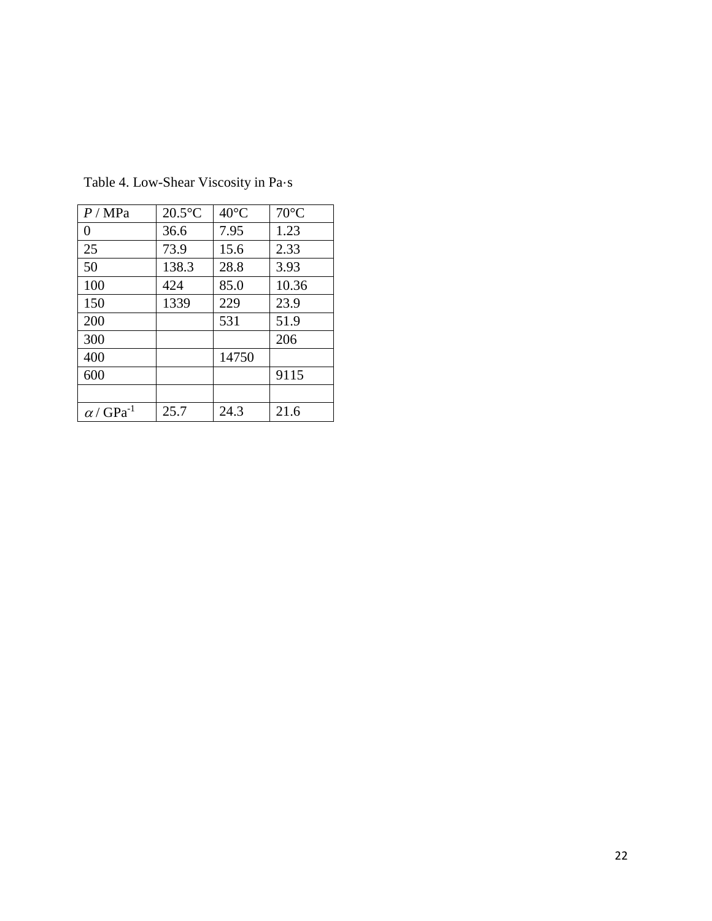Table 4. Low-Shear Viscosity in Pa·s

| $P$ / MPa | 20.5°C | 40°C | 70°C |
|---|---|---|---|
| 0 | 36.6 | 7.95 | 1.23 |
| 25 | 73.9 | 15.6 | 2.33 |
| 50 | 138.3 | 28.8 | 3.93 |
| 100 | 424 | 85.0 | 10.36 |
| 150 | 1339 | 229 | 23.9 |
| 200 | | 531 | 51.9 |
| 300 | | | 206 |
| 400 | | 14750 | |
| 600 | | | 9115 |
| | | | |
| $\alpha$ / $GPa^{-1}$ | 25.7 | 24.3 | 21.6 |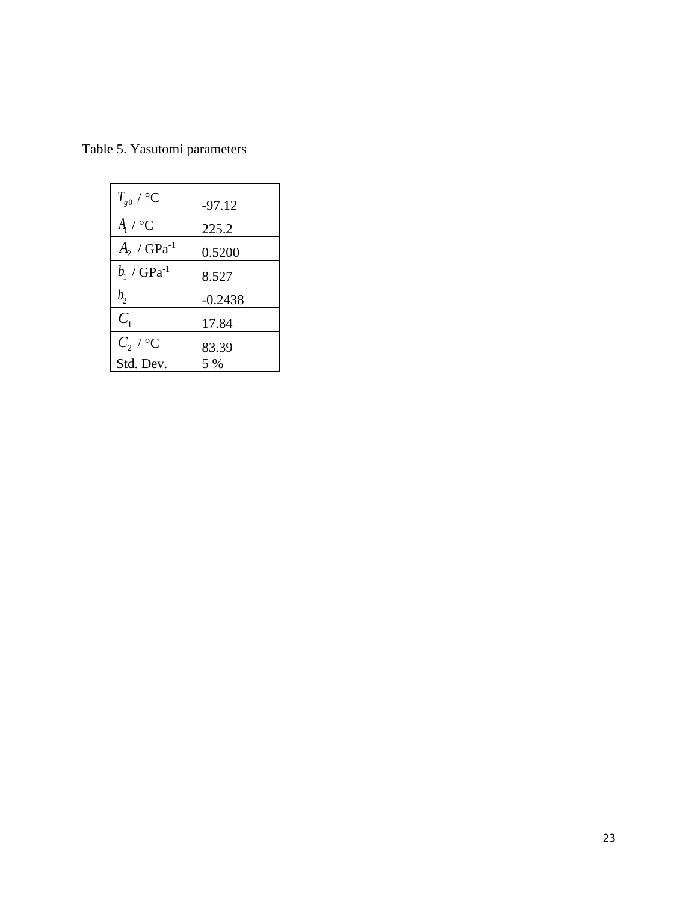Table 5. Yasutomi parameters

| | |
|---|---|
| $T_{g0}$ / °C | -97.12 |
| $A_1$ / °C | 225.2 |
| $A_2$ / GPa$^{-1}$ | 0.5200 |
| $b_1$ / GPa$^{-1}$ | 8.527 |
| $b_2$ | -0.2438 |
| $C_1$ | 17.84 |
| $C_2$ / °C | 83.39 |
| Std. Dev. | 5 % |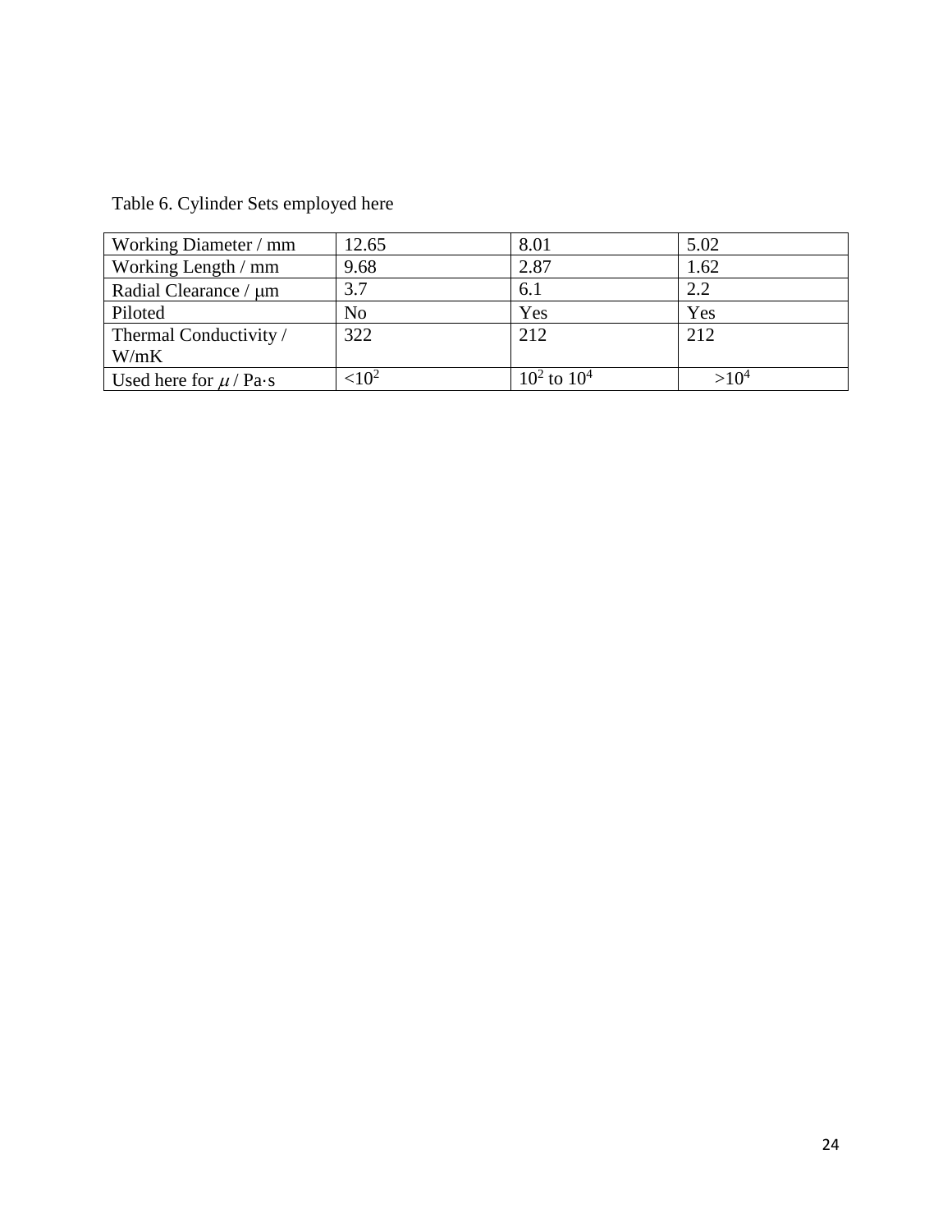Table 6. Cylinder Sets employed here

| Working Diameter / mm | 12.65 | 8.01 | 5.02 |
|---|---|---|---|
| Working Length / mm | 9.68 | 2.87 | 1.62 |
| Radial Clearance / μm | 3.7 | 6.1 | 2.2 |
| Piloted | No | Yes | Yes |
| Thermal Conductivity / W/mK | 322 | 212 | 212 |
| Used here for $\mu$ / Pa·s | $<10^2$ | $10^2$ to $10^4$ | $>10^4$ |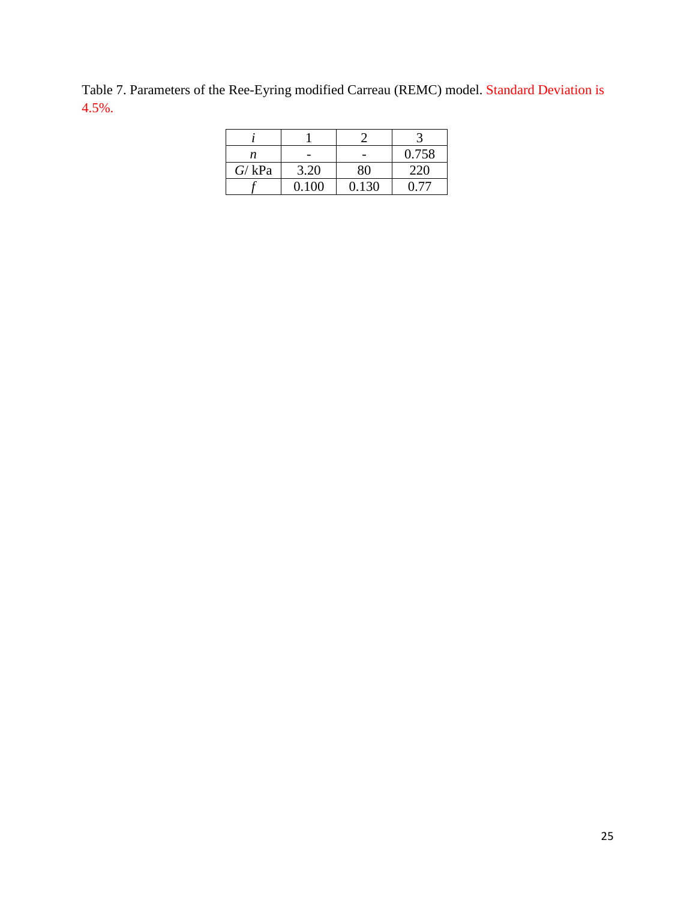Table 7. Parameters of the Ree-Eyring modified Carreau (REMC) model. Standard Deviation is 4.5%.

| $i$ | 1 | 2 | 3 |
|---|---|---|---|
| $n$ | - | - | 0.758 |
| $G$/ kPa | 3.20 | 80 | 220 |
| $f$ | 0.100 | 0.130 | 0.77 |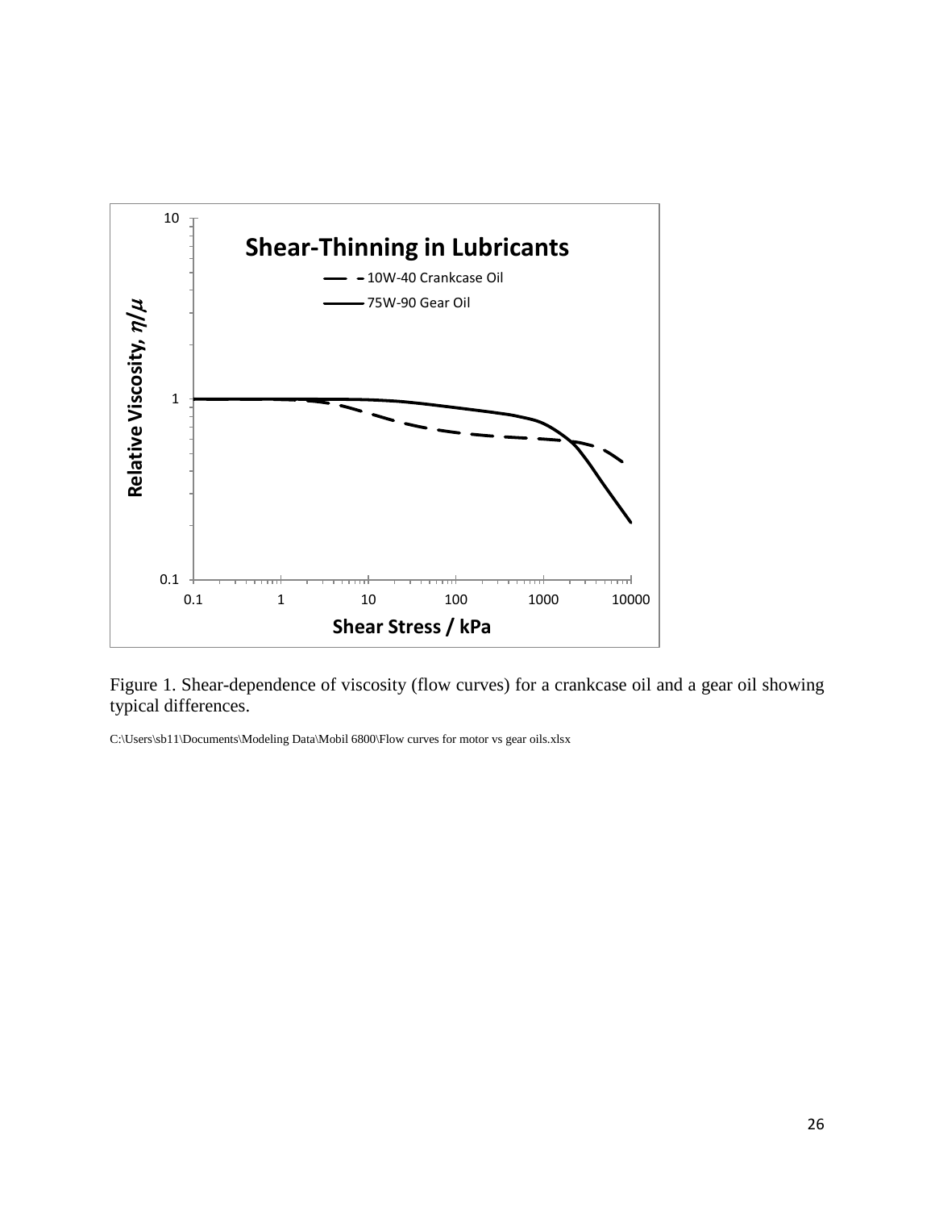Figure 1. Shear-dependence of viscosity (flow curves) for a crankcase oil and a gear oil showing typical differences.

C:\Users\sb11\Documents\Modeling Data\Mobil 6800\Flow curves for motor vs gear oils.xlsx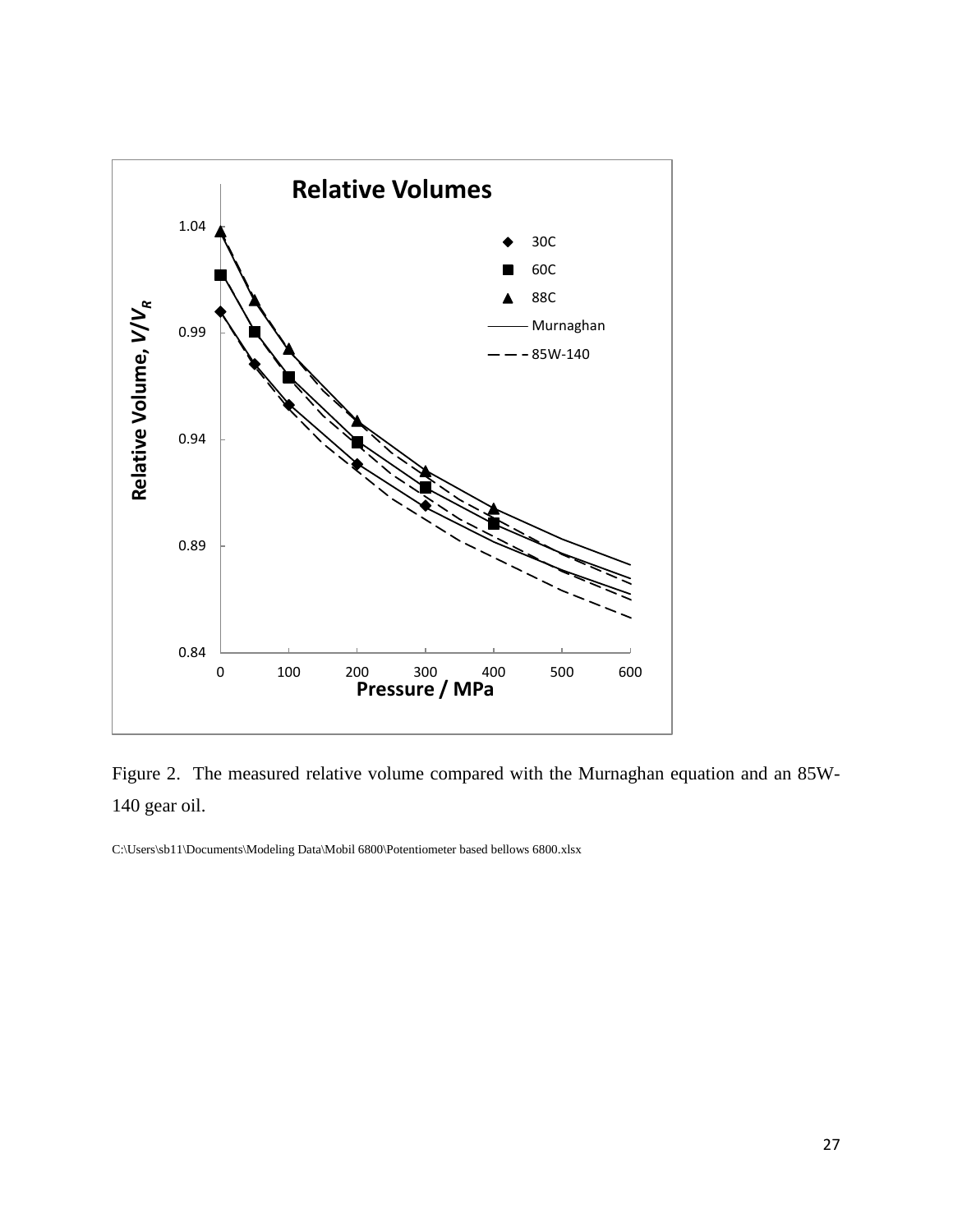Figure 2. The measured relative volume compared with the Murnaghan equation and an 85W-140 gear oil.

C:\Users\sb11\Documents\Modeling Data\Mobil 6800\Potentiometer based bellows 6800.xlsx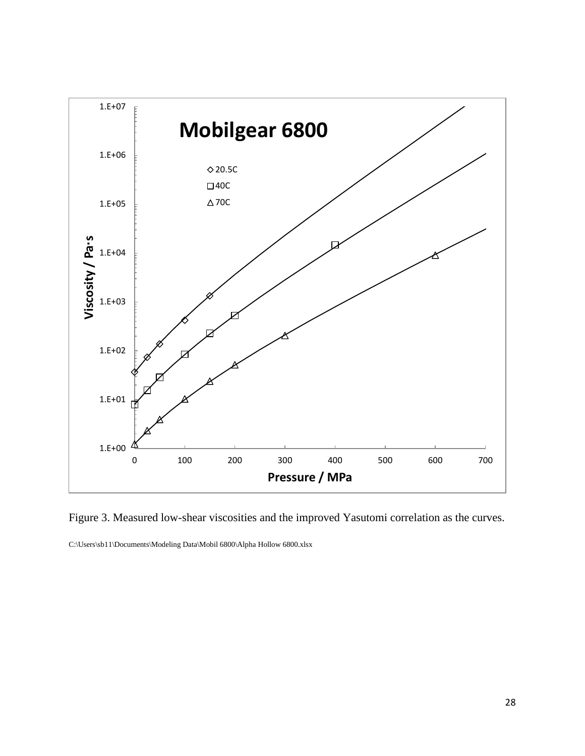Figure 3. Measured low-shear viscosities and the improved Yasutomi correlation as the curves.

C:\Users\sb11\Documents\Modeling Data\Mobil 6800\Alpha Hollow 6800.xlsx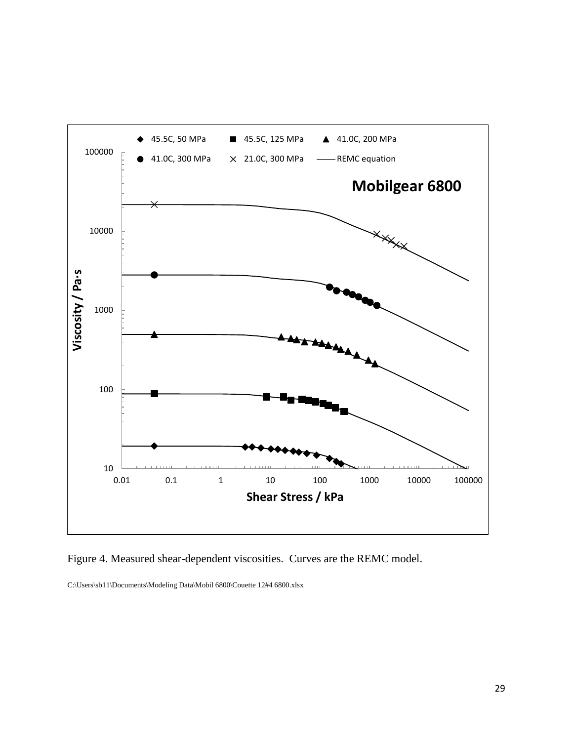Figure 4. Measured shear-dependent viscosities. Curves are the REMC model.

C:\Users\sb11\Documents\Modeling Data\Mobil 6800\Couette 12#4 6800.xlsx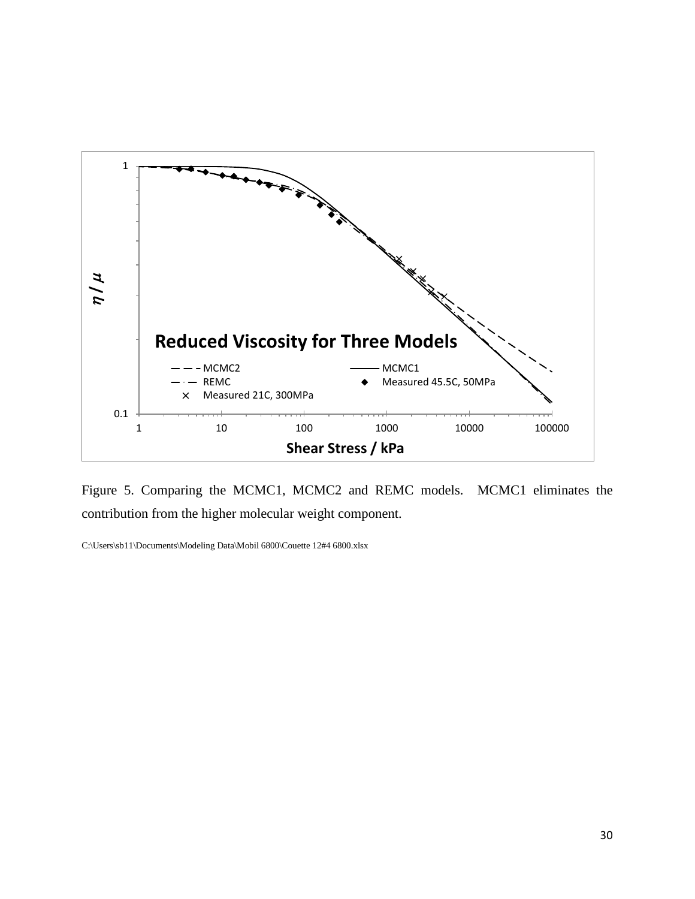Figure 5. Comparing the MCMC1, MCMC2 and REMC models. MCMC1 eliminates the contribution from the higher molecular weight component.

C:\Users\sb11\Documents\Modeling Data\Mobil 6800\Couette 12#4 6800.xlsx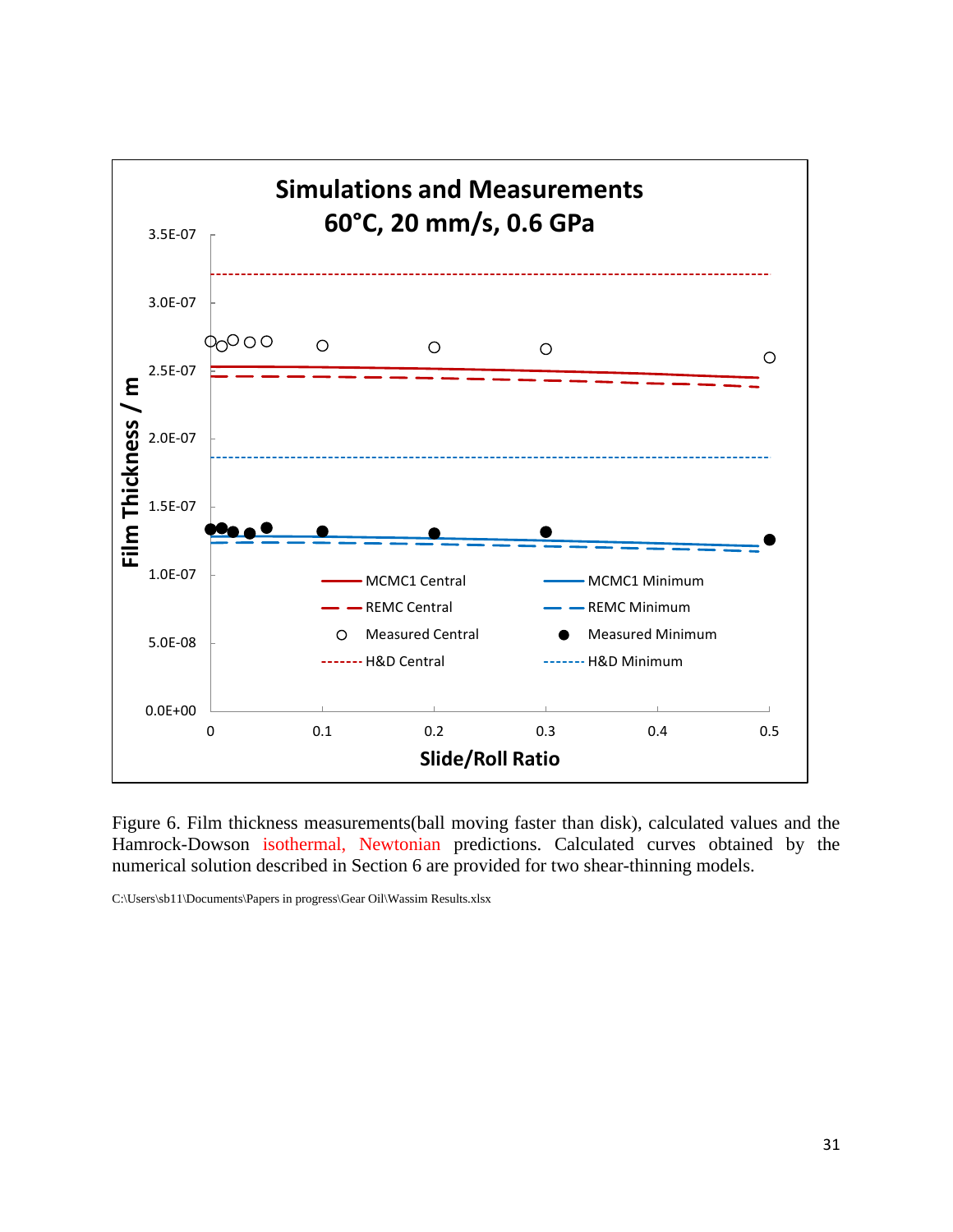Figure 6. Film thickness measurements(ball moving faster than disk), calculated values and the Hamrock-Dowson isothermal, Newtonian predictions. Calculated curves obtained by the numerical solution described in Section 6 are provided for two shear-thinning models.

C:\Users\sb11\Documents\Papers in progress\Gear Oil\Wassim Results.xlsx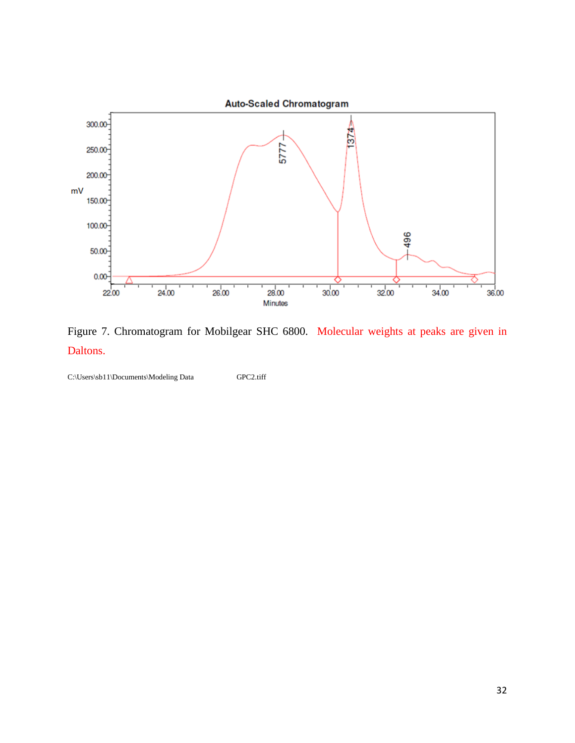Auto-Scaled Chromatogram

mV

300.00
250.00
200.00
150.00
100.00
50.00
0.00

22.00
24.00
26.00
28.00
30.00
32.00
34.00
36.00

Minutes

5777
1374
496

Figure 7. Chromatogram for Mobilgear SHC 6800. Molecular weights at peaks are given in Daltons.

C:\Users\sb11\Documents\Modeling Data GPC2.tiff